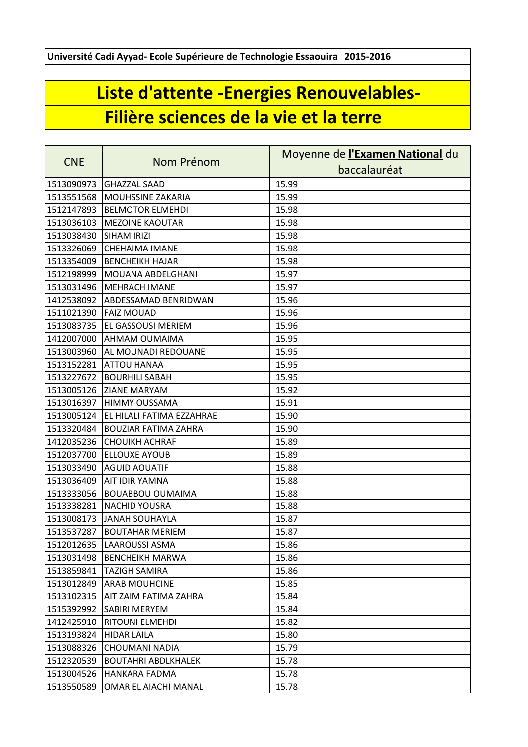**Université Cadi Ayyad- Ecole Supérieure de Technologie Essaouira 2015-2016**

# Liste d'attente -Energies Renouvelables-

# Filière sciences de la vie et la terre

| CNE | Nom Prénom | Moyenne de **l'Examen National** du baccalauréat |
|---|---|---|
| 1513090973 | GHAZZAL SAAD | 15.99 |
| 1513551568 | MOUHSSINE ZAKARIA | 15.99 |
| 1512147893 | BELMOTOR ELMEHDI | 15.98 |
| 1513036103 | MEZOINE KAOUTAR | 15.98 |
| 1513038430 | SIHAM IRIZI | 15.98 |
| 1513326069 | CHEHAIMA IMANE | 15.98 |
| 1513354009 | BENCHEIKH HAJAR | 15.98 |
| 1512198999 | MOUANA ABDELGHANI | 15.97 |
| 1513031496 | MEHRACH IMANE | 15.97 |
| 1412538092 | ABDESSAMAD BENRIDWAN | 15.96 |
| 1511021390 | FAIZ MOUAD | 15.96 |
| 1513083735 | EL GASSOUSI MERIEM | 15.96 |
| 1412007000 | AHMAM OUMAIMA | 15.95 |
| 1513003960 | AL MOUNADI REDOUANE | 15.95 |
| 1513152281 | ATTOU HANAA | 15.95 |
| 1513227672 | BOURHILI SABAH | 15.95 |
| 1513005126 | ZIANE MARYAM | 15.92 |
| 1513016397 | HIMMY OUSSAMA | 15.91 |
| 1513005124 | EL HILALI FATIMA EZZAHRAE | 15.90 |
| 1513320484 | BOUZIAR FATIMA ZAHRA | 15.90 |
| 1412035236 | CHOUIKH ACHRAF | 15.89 |
| 1512037700 | ELLOUXE AYOUB | 15.89 |
| 1513033490 | AGUID AOUATIF | 15.88 |
| 1513036409 | AIT IDIR YAMNA | 15.88 |
| 1513333056 | BOUABBOU OUMAIMA | 15.88 |
| 1513338281 | NACHID YOUSRA | 15.88 |
| 1513008173 | JANAH SOUHAYLA | 15.87 |
| 1513537287 | BOUTAHAR MERIEM | 15.87 |
| 1512012635 | LAAROUSSI ASMA | 15.86 |
| 1513031498 | BENCHEIKH MARWA | 15.86 |
| 1513859841 | TAZIGH SAMIRA | 15.86 |
| 1513012849 | ARAB MOUHCINE | 15.85 |
| 1513102315 | AIT ZAIM FATIMA ZAHRA | 15.84 |
| 1515392992 | SABIRI MERYEM | 15.84 |
| 1412425910 | RITOUNI ELMEHDI | 15.82 |
| 1513193824 | HIDAR LAILA | 15.80 |
| 1513088326 | CHOUMANI NADIA | 15.79 |
| 1512320539 | BOUTAHRI ABDLKHALEK | 15.78 |
| 1513004526 | HANKARA FADMA | 15.78 |
| 1513550589 | OMAR EL AIACHI MANAL | 15.78 |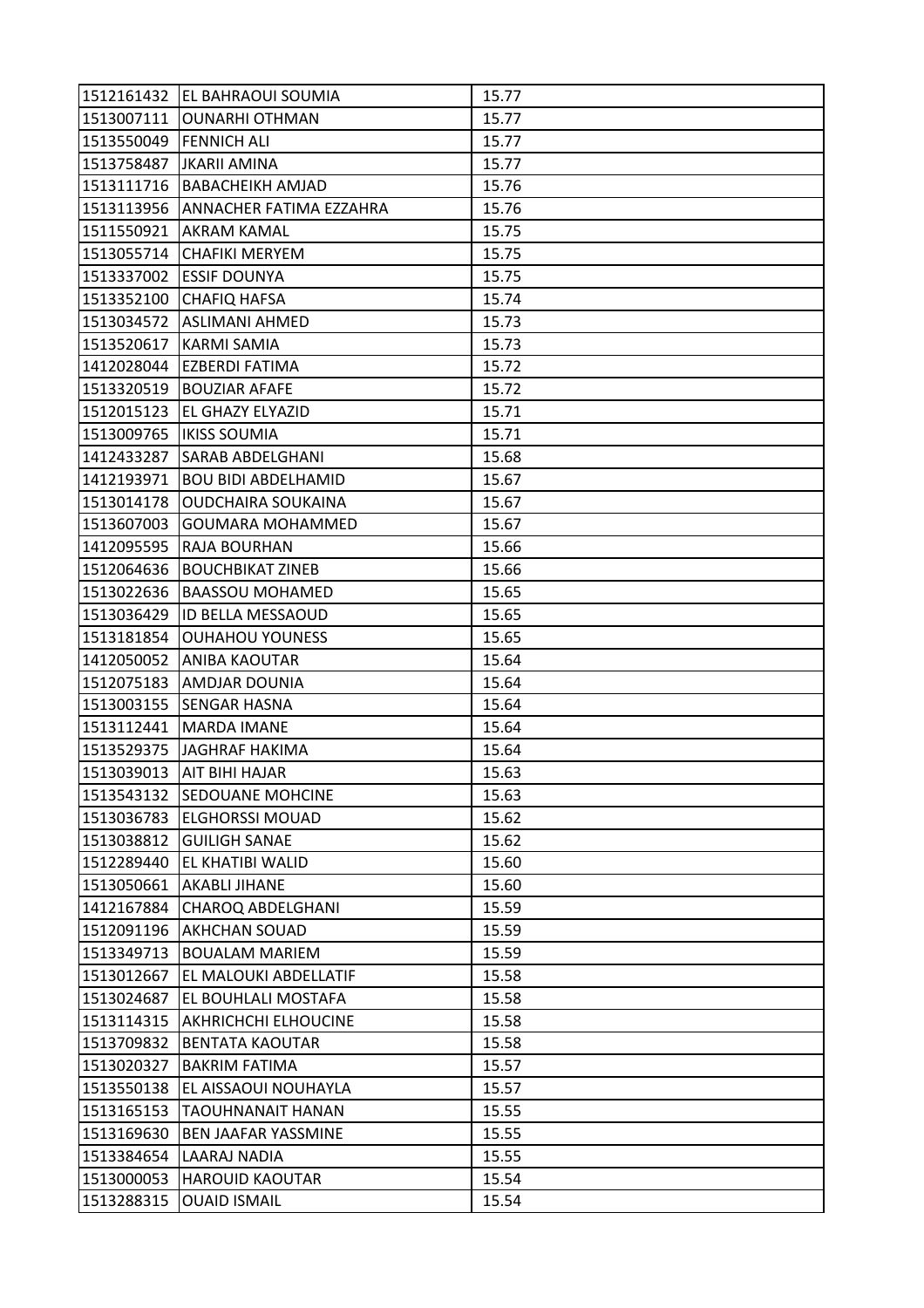| 1512161432 | EL BAHRAOUI SOUMIA | 15.77 |
|---|---|---|
| 1513007111 | OUNARHI OTHMAN | 15.77 |
| 1513550049 | FENNICH ALI | 15.77 |
| 1513758487 | JKARII AMINA | 15.77 |
| 1513111716 | BABACHEIKH AMJAD | 15.76 |
| 1513113956 | ANNACHER FATIMA EZZAHRA | 15.76 |
| 1511550921 | AKRAM KAMAL | 15.75 |
| 1513055714 | CHAFIKI MERYEM | 15.75 |
| 1513337002 | ESSIF DOUNYA | 15.75 |
| 1513352100 | CHAFIQ HAFSA | 15.74 |
| 1513034572 | ASLIMANI AHMED | 15.73 |
| 1513520617 | KARMI SAMIA | 15.73 |
| 1412028044 | EZBERDI FATIMA | 15.72 |
| 1513320519 | BOUZIAR AFAFE | 15.72 |
| 1512015123 | EL GHAZY ELYAZID | 15.71 |
| 1513009765 | IKISS SOUMIA | 15.71 |
| 1412433287 | SARAB ABDELGHANI | 15.68 |
| 1412193971 | BOU BIDI ABDELHAMID | 15.67 |
| 1513014178 | OUDCHAIRA SOUKAINA | 15.67 |
| 1513607003 | GOUMARA MOHAMMED | 15.67 |
| 1412095595 | RAJA BOURHAN | 15.66 |
| 1512064636 | BOUCHBIKAT ZINEB | 15.66 |
| 1513022636 | BAASSOU MOHAMED | 15.65 |
| 1513036429 | ID BELLA MESSAOUD | 15.65 |
| 1513181854 | OUHAHOU YOUNESS | 15.65 |
| 1412050052 | ANIBA KAOUTAR | 15.64 |
| 1512075183 | AMDJAR DOUNIA | 15.64 |
| 1513003155 | SENGAR HASNA | 15.64 |
| 1513112441 | MARDA IMANE | 15.64 |
| 1513529375 | JAGHRAF HAKIMA | 15.64 |
| 1513039013 | AIT BIHI HAJAR | 15.63 |
| 1513543132 | SEDOUANE MOHCINE | 15.63 |
| 1513036783 | ELGHORSSI MOUAD | 15.62 |
| 1513038812 | GUILIGH SANAE | 15.62 |
| 1512289440 | EL KHATIBI WALID | 15.60 |
| 1513050661 | AKABLI JIHANE | 15.60 |
| 1412167884 | CHAROQ ABDELGHANI | 15.59 |
| 1512091196 | AKHCHAN SOUAD | 15.59 |
| 1513349713 | BOUALAM MARIEM | 15.59 |
| 1513012667 | EL MALOUKI ABDELLATIF | 15.58 |
| 1513024687 | EL BOUHLALI MOSTAFA | 15.58 |
| 1513114315 | AKHRICHCHI ELHOUCINE | 15.58 |
| 1513709832 | BENTATA KAOUTAR | 15.58 |
| 1513020327 | BAKRIM FATIMA | 15.57 |
| 1513550138 | EL AISSAOUI NOUHAYLA | 15.57 |
| 1513165153 | TAOUHNANAIT HANAN | 15.55 |
| 1513169630 | BEN JAAFAR YASSMINE | 15.55 |
| 1513384654 | LAARAJ NADIA | 15.55 |
| 1513000053 | HAROUID KAOUTAR | 15.54 |
| 1513288315 | OUAID ISMAIL | 15.54 |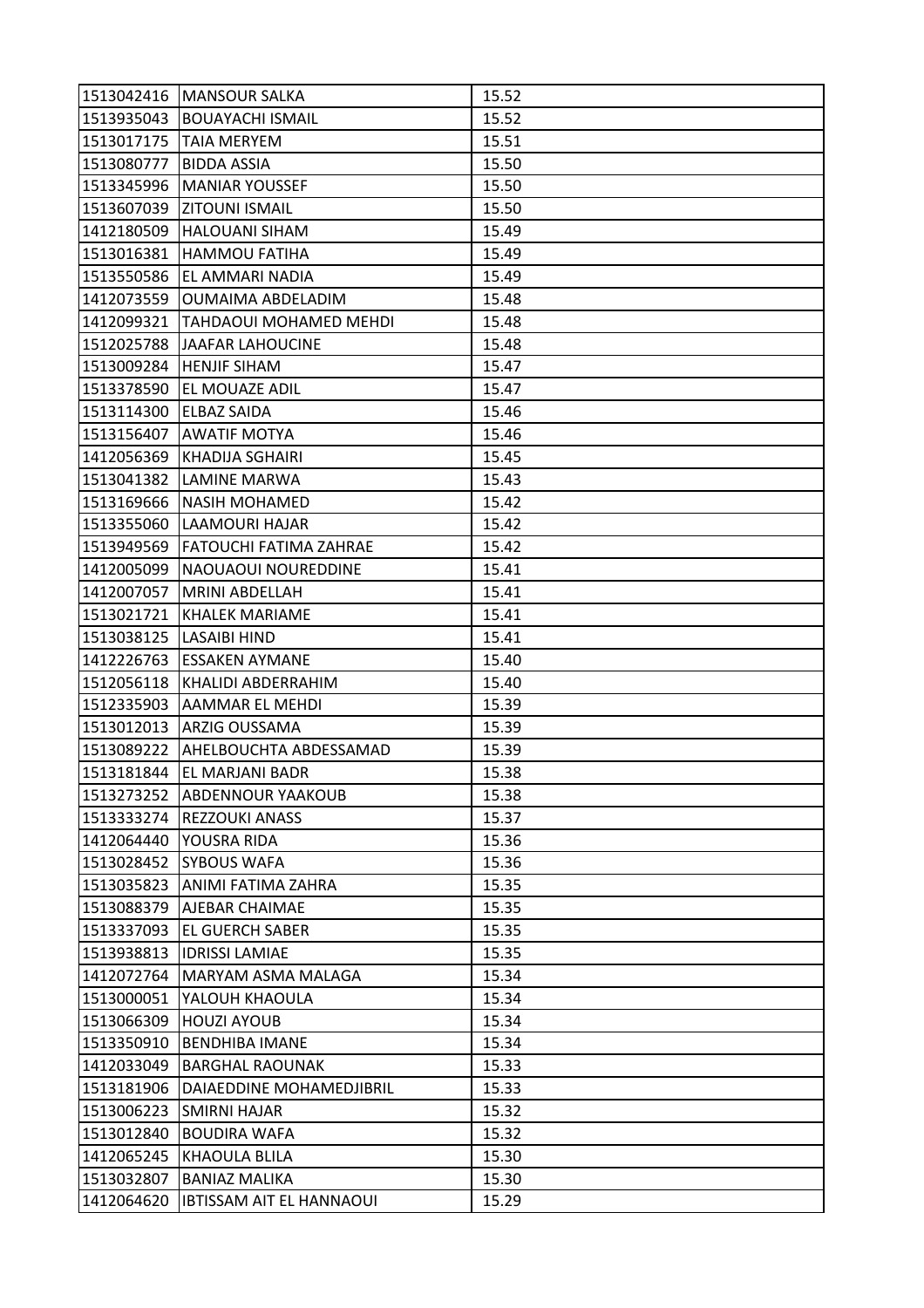| | | |
|---|---|---|
| 1513042416 | MANSOUR SALKA | 15.52 |
| 1513935043 | BOUAYACHI ISMAIL | 15.52 |
| 1513017175 | TAIA MERYEM | 15.51 |
| 1513080777 | BIDDA ASSIA | 15.50 |
| 1513345996 | MANIAR YOUSSEF | 15.50 |
| 1513607039 | ZITOUNI ISMAIL | 15.50 |
| 1412180509 | HALOUANI SIHAM | 15.49 |
| 1513016381 | HAMMOU FATIHA | 15.49 |
| 1513550586 | EL AMMARI NADIA | 15.49 |
| 1412073559 | OUMAIMA ABDELADIM | 15.48 |
| 1412099321 | TAHDAOUI MOHAMED MEHDI | 15.48 |
| 1512025788 | JAAFAR LAHOUCINE | 15.48 |
| 1513009284 | HENJIF SIHAM | 15.47 |
| 1513378590 | EL MOUAZE ADIL | 15.47 |
| 1513114300 | ELBAZ SAIDA | 15.46 |
| 1513156407 | AWATIF MOTYA | 15.46 |
| 1412056369 | KHADIJA SGHAIRI | 15.45 |
| 1513041382 | LAMINE MARWA | 15.43 |
| 1513169666 | NASIH MOHAMED | 15.42 |
| 1513355060 | LAAMOURI HAJAR | 15.42 |
| 1513949569 | FATOUCHI FATIMA ZAHRAE | 15.42 |
| 1412005099 | NAOUAOUI NOUREDDINE | 15.41 |
| 1412007057 | MRINI ABDELLAH | 15.41 |
| 1513021721 | KHALEK MARIAME | 15.41 |
| 1513038125 | LASAIBI HIND | 15.41 |
| 1412226763 | ESSAKEN AYMANE | 15.40 |
| 1512056118 | KHALIDI ABDERRAHIM | 15.40 |
| 1512335903 | AAMMAR EL MEHDI | 15.39 |
| 1513012013 | ARZIG OUSSAMA | 15.39 |
| 1513089222 | AHELBOUCHTA ABDESSAMAD | 15.39 |
| 1513181844 | EL MARJANI BADR | 15.38 |
| 1513273252 | ABDENNOUR YAAKOUB | 15.38 |
| 1513333274 | REZZOUKI ANASS | 15.37 |
| 1412064440 | YOUSRA RIDA | 15.36 |
| 1513028452 | SYBOUS WAFA | 15.36 |
| 1513035823 | ANIMI FATIMA ZAHRA | 15.35 |
| 1513088379 | AJEBAR CHAIMAE | 15.35 |
| 1513337093 | EL GUERCH SABER | 15.35 |
| 1513938813 | IDRISSI LAMIAE | 15.35 |
| 1412072764 | MARYAM ASMA MALAGA | 15.34 |
| 1513000051 | YALOUH KHAOULA | 15.34 |
| 1513066309 | HOUZI AYOUB | 15.34 |
| 1513350910 | BENDHIBA IMANE | 15.34 |
| 1412033049 | BARGHAL RAOUNAK | 15.33 |
| 1513181906 | DAIAEDDINE MOHAMEDJIBRIL | 15.33 |
| 1513006223 | SMIRNI HAJAR | 15.32 |
| 1513012840 | BOUDIRA WAFA | 15.32 |
| 1412065245 | KHAOULA BLILA | 15.30 |
| 1513032807 | BANIAZ MALIKA | 15.30 |
| 1412064620 | IBTISSAM AIT EL HANNAOUI | 15.29 |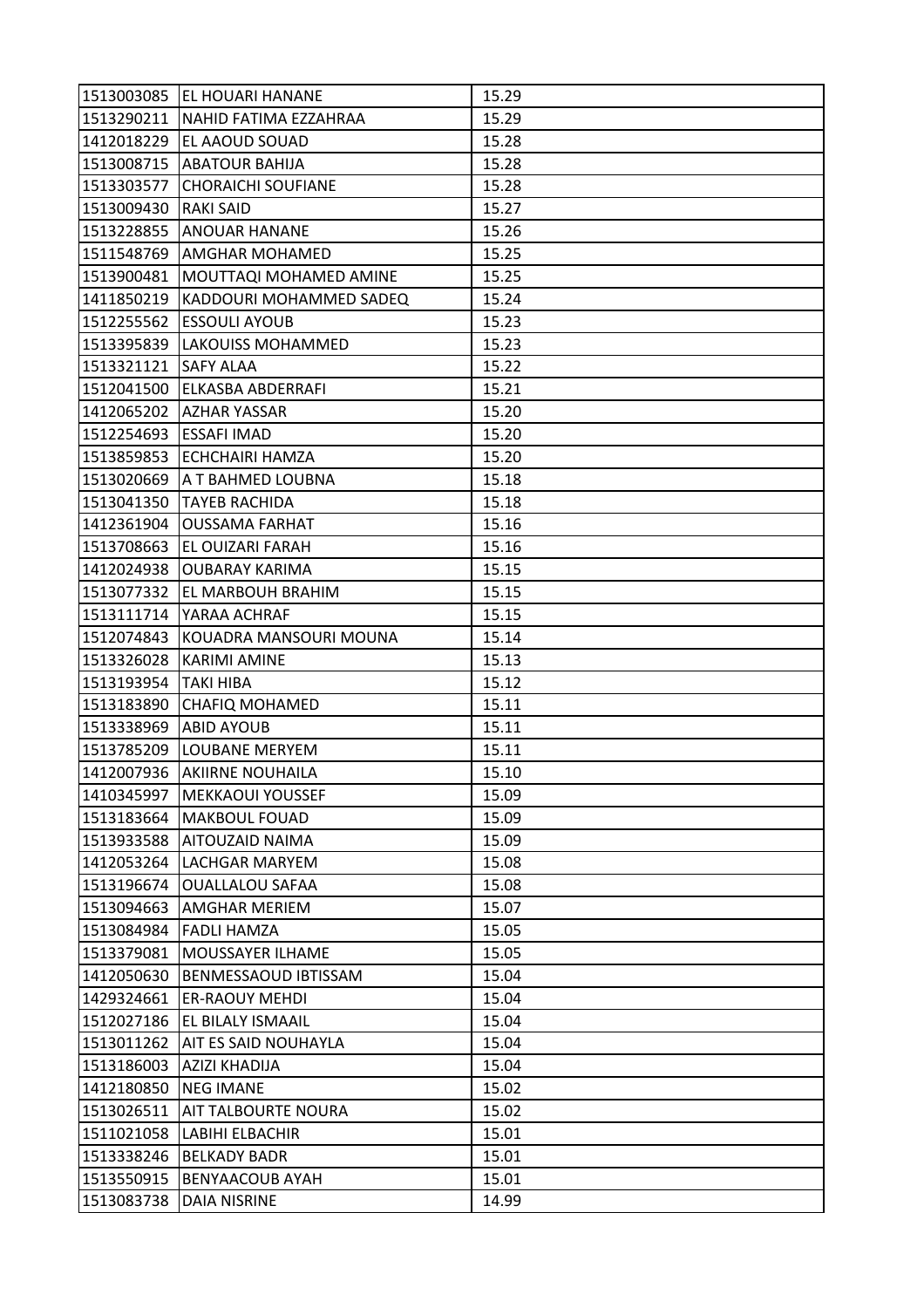| | | |
|---|---|---|
| 1513003085 | EL HOUARI HANANE | 15.29 |
| 1513290211 | NAHID FATIMA EZZAHRAA | 15.29 |
| 1412018229 | EL AAOUD SOUAD | 15.28 |
| 1513008715 | ABATOUR BAHIJA | 15.28 |
| 1513303577 | CHORAICHI SOUFIANE | 15.28 |
| 1513009430 | RAKI SAID | 15.27 |
| 1513228855 | ANOUAR HANANE | 15.26 |
| 1511548769 | AMGHAR MOHAMED | 15.25 |
| 1513900481 | MOUTTAQI MOHAMED AMINE | 15.25 |
| 1411850219 | KADDOURI MOHAMMED SADEQ | 15.24 |
| 1512255562 | ESSOULI AYOUB | 15.23 |
| 1513395839 | LAKOUISS MOHAMMED | 15.23 |
| 1513321121 | SAFY ALAA | 15.22 |
| 1512041500 | ELKASBA ABDERRAFI | 15.21 |
| 1412065202 | AZHAR YASSAR | 15.20 |
| 1512254693 | ESSAFI IMAD | 15.20 |
| 1513859853 | ECHCHAIRI HAMZA | 15.20 |
| 1513020669 | A T BAHMED LOUBNA | 15.18 |
| 1513041350 | TAYEB RACHIDA | 15.18 |
| 1412361904 | OUSSAMA FARHAT | 15.16 |
| 1513708663 | EL OUIZARI FARAH | 15.16 |
| 1412024938 | OUBARAY KARIMA | 15.15 |
| 1513077332 | EL MARBOUH BRAHIM | 15.15 |
| 1513111714 | YARAA ACHRAF | 15.15 |
| 1512074843 | KOUADRA MANSOURI MOUNA | 15.14 |
| 1513326028 | KARIMI AMINE | 15.13 |
| 1513193954 | TAKI HIBA | 15.12 |
| 1513183890 | CHAFIQ MOHAMED | 15.11 |
| 1513338969 | ABID AYOUB | 15.11 |
| 1513785209 | LOUBANE MERYEM | 15.11 |
| 1412007936 | AKIIRNE NOUHAILA | 15.10 |
| 1410345997 | MEKKAOUI YOUSSEF | 15.09 |
| 1513183664 | MAKBOUL FOUAD | 15.09 |
| 1513933588 | AITOUZAID NAIMA | 15.09 |
| 1412053264 | LACHGAR MARYEM | 15.08 |
| 1513196674 | OUALLALOU SAFAA | 15.08 |
| 1513094663 | AMGHAR MERIEM | 15.07 |
| 1513084984 | FADLI HAMZA | 15.05 |
| 1513379081 | MOUSSAYER ILHAME | 15.05 |
| 1412050630 | BENMESSAOUD IBTISSAM | 15.04 |
| 1429324661 | ER-RAOUY MEHDI | 15.04 |
| 1512027186 | EL BILALY ISMAAIL | 15.04 |
| 1513011262 | AIT ES SAID NOUHAYLA | 15.04 |
| 1513186003 | AZIZI KHADIJA | 15.04 |
| 1412180850 | NEG IMANE | 15.02 |
| 1513026511 | AIT TALBOURTE NOURA | 15.02 |
| 1511021058 | LABIHI ELBACHIR | 15.01 |
| 1513338246 | BELKADY BADR | 15.01 |
| 1513550915 | BENYAACOUB AYAH | 15.01 |
| 1513083738 | DAIA NISRINE | 14.99 |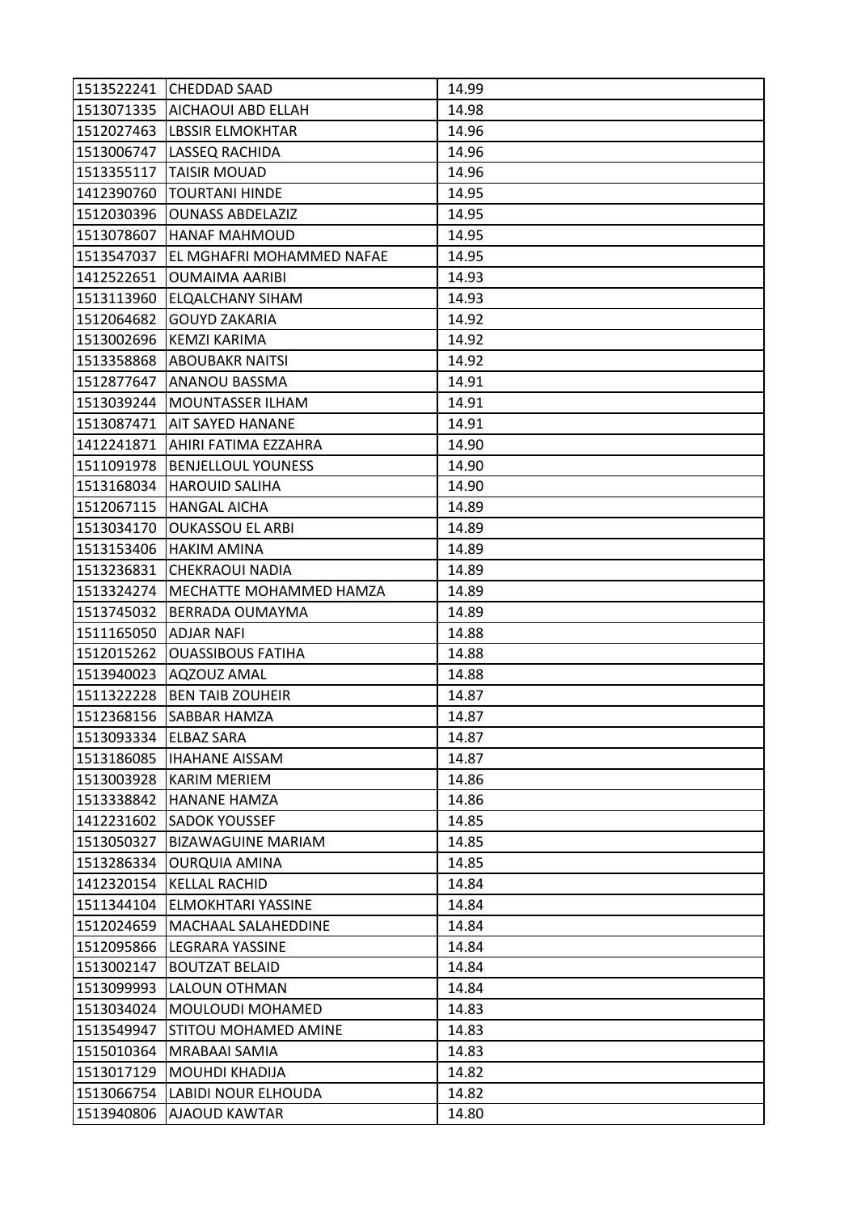| 1513522241 | CHEDDAD SAAD | 14.99 |
|---|---|---|
| 1513071335 | AICHAOUI ABD ELLAH | 14.98 |
| 1512027463 | LBSSIR ELMOKHTAR | 14.96 |
| 1513006747 | LASSEQ RACHIDA | 14.96 |
| 1513355117 | TAISIR MOUAD | 14.96 |
| 1412390760 | TOURTANI HINDE | 14.95 |
| 1512030396 | OUNASS ABDELAZIZ | 14.95 |
| 1513078607 | HANAF MAHMOUD | 14.95 |
| 1513547037 | EL MGHAFRI MOHAMMED NAFAE | 14.95 |
| 1412522651 | OUMAIMA AARIBI | 14.93 |
| 1513113960 | ELQALCHANY SIHAM | 14.93 |
| 1512064682 | GOUYD ZAKARIA | 14.92 |
| 1513002696 | KEMZI KARIMA | 14.92 |
| 1513358868 | ABOUBAKR NAITSI | 14.92 |
| 1512877647 | ANANOU BASSMA | 14.91 |
| 1513039244 | MOUNTASSER ILHAM | 14.91 |
| 1513087471 | AIT SAYED HANANE | 14.91 |
| 1412241871 | AHIRI FATIMA EZZAHRA | 14.90 |
| 1511091978 | BENJELLOUL YOUNESS | 14.90 |
| 1513168034 | HAROUID SALIHA | 14.90 |
| 1512067115 | HANGAL AICHA | 14.89 |
| 1513034170 | OUKASSOU EL ARBI | 14.89 |
| 1513153406 | HAKIM AMINA | 14.89 |
| 1513236831 | CHEKRAOUI NADIA | 14.89 |
| 1513324274 | MECHATTE MOHAMMED HAMZA | 14.89 |
| 1513745032 | BERRADA OUMAYMA | 14.89 |
| 1511165050 | ADJAR NAFI | 14.88 |
| 1512015262 | OUASSIBOUS FATIHA | 14.88 |
| 1513940023 | AQZOUZ AMAL | 14.88 |
| 1511322228 | BEN TAIB ZOUHEIR | 14.87 |
| 1512368156 | SABBAR HAMZA | 14.87 |
| 1513093334 | ELBAZ SARA | 14.87 |
| 1513186085 | IHAHANE AISSAM | 14.87 |
| 1513003928 | KARIM MERIEM | 14.86 |
| 1513338842 | HANANE HAMZA | 14.86 |
| 1412231602 | SADOK YOUSSEF | 14.85 |
| 1513050327 | BIZAWAGUINE MARIAM | 14.85 |
| 1513286334 | OURQUIA AMINA | 14.85 |
| 1412320154 | KELLAL RACHID | 14.84 |
| 1511344104 | ELMOKHTARI YASSINE | 14.84 |
| 1512024659 | MACHAAL SALAHEDDINE | 14.84 |
| 1512095866 | LEGRARA YASSINE | 14.84 |
| 1513002147 | BOUTZAT BELAID | 14.84 |
| 1513099993 | LALOUN OTHMAN | 14.84 |
| 1513034024 | MOULOUDI MOHAMED | 14.83 |
| 1513549947 | STITOU MOHAMED AMINE | 14.83 |
| 1515010364 | MRABAAI SAMIA | 14.83 |
| 1513017129 | MOUHDI KHADIJA | 14.82 |
| 1513066754 | LABIDI NOUR ELHOUDA | 14.82 |
| 1513940806 | AJAOUD KAWTAR | 14.80 |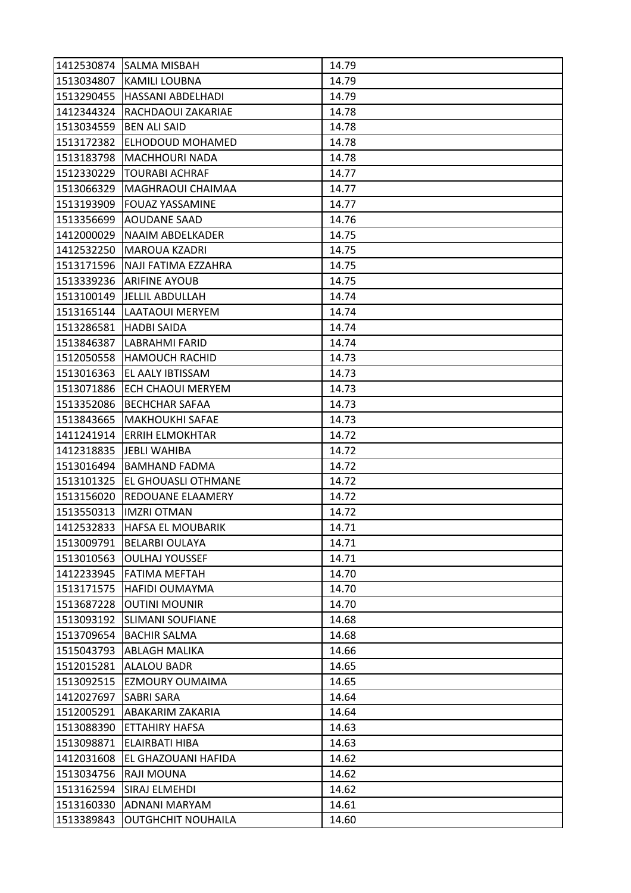| 1412530874 | SALMA MISBAH | 14.79 |
|---|---|---|
| 1513034807 | KAMILI LOUBNA | 14.79 |
| 1513290455 | HASSANI ABDELHADI | 14.79 |
| 1412344324 | RACHDAOUI ZAKARIAE | 14.78 |
| 1513034559 | BEN ALI SAID | 14.78 |
| 1513172382 | ELHODOUD MOHAMED | 14.78 |
| 1513183798 | MACHHOURI NADA | 14.78 |
| 1512330229 | TOURABI ACHRAF | 14.77 |
| 1513066329 | MAGHRAOUI CHAIMAA | 14.77 |
| 1513193909 | FOUAZ YASSAMINE | 14.77 |
| 1513356699 | AOUDANE SAAD | 14.76 |
| 1412000029 | NAAIM ABDELKADER | 14.75 |
| 1412532250 | MAROUA KZADRI | 14.75 |
| 1513171596 | NAJI FATIMA EZZAHRA | 14.75 |
| 1513339236 | ARIFINE AYOUB | 14.75 |
| 1513100149 | JELLIL ABDULLAH | 14.74 |
| 1513165144 | LAATAOUI MERYEM | 14.74 |
| 1513286581 | HADBI SAIDA | 14.74 |
| 1513846387 | LABRAHMI FARID | 14.74 |
| 1512050558 | HAMOUCH RACHID | 14.73 |
| 1513016363 | EL AALY IBTISSAM | 14.73 |
| 1513071886 | ECH CHAOUI MERYEM | 14.73 |
| 1513352086 | BECHCHAR SAFAA | 14.73 |
| 1513843665 | MAKHOUKHI SAFAE | 14.73 |
| 1411241914 | ERRIH ELMOKHTAR | 14.72 |
| 1412318835 | JEBLI WAHIBA | 14.72 |
| 1513016494 | BAMHAND FADMA | 14.72 |
| 1513101325 | EL GHOUASLI OTHMANE | 14.72 |
| 1513156020 | REDOUANE ELAAMERY | 14.72 |
| 1513550313 | IMZRI OTMAN | 14.72 |
| 1412532833 | HAFSA EL MOUBARIK | 14.71 |
| 1513009791 | BELARBI OULAYA | 14.71 |
| 1513010563 | OULHAJ YOUSSEF | 14.71 |
| 1412233945 | FATIMA MEFTAH | 14.70 |
| 1513171575 | HAFIDI OUMAYMA | 14.70 |
| 1513687228 | OUTINI MOUNIR | 14.70 |
| 1513093192 | SLIMANI SOUFIANE | 14.68 |
| 1513709654 | BACHIR SALMA | 14.68 |
| 1515043793 | ABLAGH MALIKA | 14.66 |
| 1512015281 | ALALOU BADR | 14.65 |
| 1513092515 | EZMOURY OUMAIMA | 14.65 |
| 1412027697 | SABRI SARA | 14.64 |
| 1512005291 | ABAKARIM ZAKARIA | 14.64 |
| 1513088390 | ETTAHIRY HAFSA | 14.63 |
| 1513098871 | ELAIRBATI HIBA | 14.63 |
| 1412031608 | EL GHAZOUANI HAFIDA | 14.62 |
| 1513034756 | RAJI MOUNA | 14.62 |
| 1513162594 | SIRAJ ELMEHDI | 14.62 |
| 1513160330 | ADNANI MARYAM | 14.61 |
| 1513389843 | OUTGHCHIT NOUHAILA | 14.60 |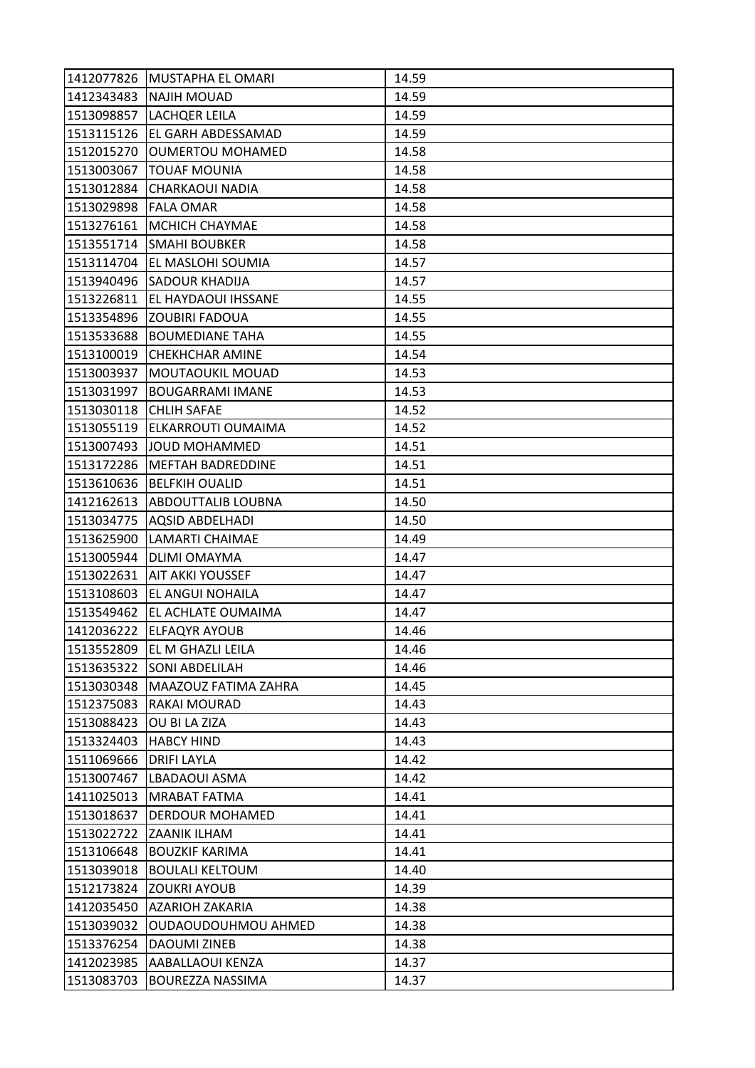| | | |
|---|---|---|
| 1412077826 | MUSTAPHA EL OMARI | 14.59 |
| 1412343483 | NAJIH MOUAD | 14.59 |
| 1513098857 | LACHQER LEILA | 14.59 |
| 1513115126 | EL GARH ABDESSAMAD | 14.59 |
| 1512015270 | OUMERTOU MOHAMED | 14.58 |
| 1513003067 | TOUAF MOUNIA | 14.58 |
| 1513012884 | CHARKAOUI NADIA | 14.58 |
| 1513029898 | FALA OMAR | 14.58 |
| 1513276161 | MCHICH CHAYMAE | 14.58 |
| 1513551714 | SMAHI BOUBKER | 14.58 |
| 1513114704 | EL MASLOHI SOUMIA | 14.57 |
| 1513940496 | SADOUR KHADIJA | 14.57 |
| 1513226811 | EL HAYDAOUI IHSSANE | 14.55 |
| 1513354896 | ZOUBIRI FADOUA | 14.55 |
| 1513533688 | BOUMEDIANE TAHA | 14.55 |
| 1513100019 | CHEKHCHAR AMINE | 14.54 |
| 1513003937 | MOUTAOUKIL MOUAD | 14.53 |
| 1513031997 | BOUGARRAMI IMANE | 14.53 |
| 1513030118 | CHLIH SAFAE | 14.52 |
| 1513055119 | ELKARROUTI OUMAIMA | 14.52 |
| 1513007493 | JOUD MOHAMMED | 14.51 |
| 1513172286 | MEFTAH BADREDDINE | 14.51 |
| 1513610636 | BELFKIH OUALID | 14.51 |
| 1412162613 | ABDOUTTALIB LOUBNA | 14.50 |
| 1513034775 | AQSID ABDELHADI | 14.50 |
| 1513625900 | LAMARTI CHAIMAE | 14.49 |
| 1513005944 | DLIMI OMAYMA | 14.47 |
| 1513022631 | AIT AKKI YOUSSEF | 14.47 |
| 1513108603 | EL ANGUI NOHAILA | 14.47 |
| 1513549462 | EL ACHLATE OUMAIMA | 14.47 |
| 1412036222 | ELFAQYR AYOUB | 14.46 |
| 1513552809 | EL M GHAZLI LEILA | 14.46 |
| 1513635322 | SONI ABDELILAH | 14.46 |
| 1513030348 | MAAZOUZ FATIMA ZAHRA | 14.45 |
| 1512375083 | RAKAI MOURAD | 14.43 |
| 1513088423 | OU BI LA ZIZA | 14.43 |
| 1513324403 | HABCY HIND | 14.43 |
| 1511069666 | DRIFI LAYLA | 14.42 |
| 1513007467 | LBADAOUI ASMA | 14.42 |
| 1411025013 | MRABAT FATMA | 14.41 |
| 1513018637 | DERDOUR MOHAMED | 14.41 |
| 1513022722 | ZAANIK ILHAM | 14.41 |
| 1513106648 | BOUZKIF KARIMA | 14.41 |
| 1513039018 | BOULALI KELTOUM | 14.40 |
| 1512173824 | ZOUKRI AYOUB | 14.39 |
| 1412035450 | AZARIOH ZAKARIA | 14.38 |
| 1513039032 | OUDAOUDOUHMOU AHMED | 14.38 |
| 1513376254 | DAOUMI ZINEB | 14.38 |
| 1412023985 | AABALLAOUI KENZA | 14.37 |
| 1513083703 | BOUREZZA NASSIMA | 14.37 |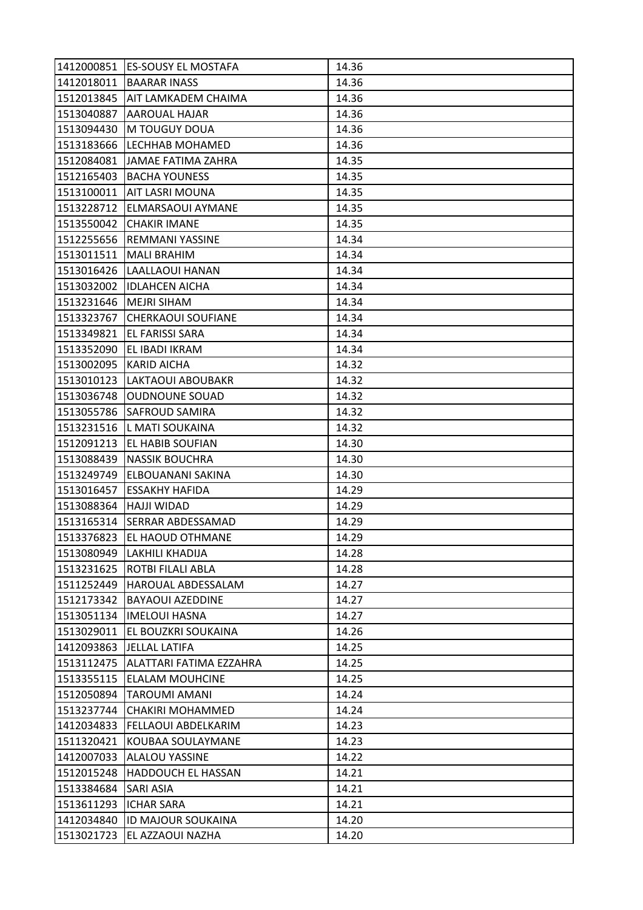| | | |
|---|---|---|
| 1412000851 | ES-SOUSY EL MOSTAFA | 14.36 |
| 1412018011 | BAARAR INASS | 14.36 |
| 1512013845 | AIT LAMKADEM CHAIMA | 14.36 |
| 1513040887 | AAROUAL HAJAR | 14.36 |
| 1513094430 | M TOUGUY DOUA | 14.36 |
| 1513183666 | LECHHAB MOHAMED | 14.36 |
| 1512084081 | JAMAE FATIMA ZAHRA | 14.35 |
| 1512165403 | BACHA YOUNESS | 14.35 |
| 1513100011 | AIT LASRI MOUNA | 14.35 |
| 1513228712 | ELMARSAOUI AYMANE | 14.35 |
| 1513550042 | CHAKIR IMANE | 14.35 |
| 1512255656 | REMMANI YASSINE | 14.34 |
| 1513011511 | MALI BRAHIM | 14.34 |
| 1513016426 | LAALLAOUI HANAN | 14.34 |
| 1513032002 | IDLAHCEN AICHA | 14.34 |
| 1513231646 | MEJRI SIHAM | 14.34 |
| 1513323767 | CHERKAOUI SOUFIANE | 14.34 |
| 1513349821 | EL FARISSI SARA | 14.34 |
| 1513352090 | EL IBADI IKRAM | 14.34 |
| 1513002095 | KARID AICHA | 14.32 |
| 1513010123 | LAKTAOUI ABOUBAKR | 14.32 |
| 1513036748 | OUDNOUNE SOUAD | 14.32 |
| 1513055786 | SAFROUD SAMIRA | 14.32 |
| 1513231516 | L MATI SOUKAINA | 14.32 |
| 1512091213 | EL HABIB SOUFIAN | 14.30 |
| 1513088439 | NASSIK BOUCHRA | 14.30 |
| 1513249749 | ELBOUANANI SAKINA | 14.30 |
| 1513016457 | ESSAKHY HAFIDA | 14.29 |
| 1513088364 | HAJJI WIDAD | 14.29 |
| 1513165314 | SERRAR ABDESSAMAD | 14.29 |
| 1513376823 | EL HAOUD OTHMANE | 14.29 |
| 1513080949 | LAKHILI KHADIJA | 14.28 |
| 1513231625 | ROTBI FILALI ABLA | 14.28 |
| 1511252449 | HAROUAL ABDESSALAM | 14.27 |
| 1512173342 | BAYAOUI AZEDDINE | 14.27 |
| 1513051134 | IMELOUI HASNA | 14.27 |
| 1513029011 | EL BOUZKRI SOUKAINA | 14.26 |
| 1412093863 | JELLAL LATIFA | 14.25 |
| 1513112475 | ALATTARI FATIMA EZZAHRA | 14.25 |
| 1513355115 | ELALAM MOUHCINE | 14.25 |
| 1512050894 | TAROUMI AMANI | 14.24 |
| 1513237744 | CHAKIRI MOHAMMED | 14.24 |
| 1412034833 | FELLAOUI ABDELKARIM | 14.23 |
| 1511320421 | KOUBAA SOULAYMANE | 14.23 |
| 1412007033 | ALALOU YASSINE | 14.22 |
| 1512015248 | HADDOUCH EL HASSAN | 14.21 |
| 1513384684 | SARI ASIA | 14.21 |
| 1513611293 | ICHAR SARA | 14.21 |
| 1412034840 | ID MAJOUR SOUKAINA | 14.20 |
| 1513021723 | EL AZZAOUI NAZHA | 14.20 |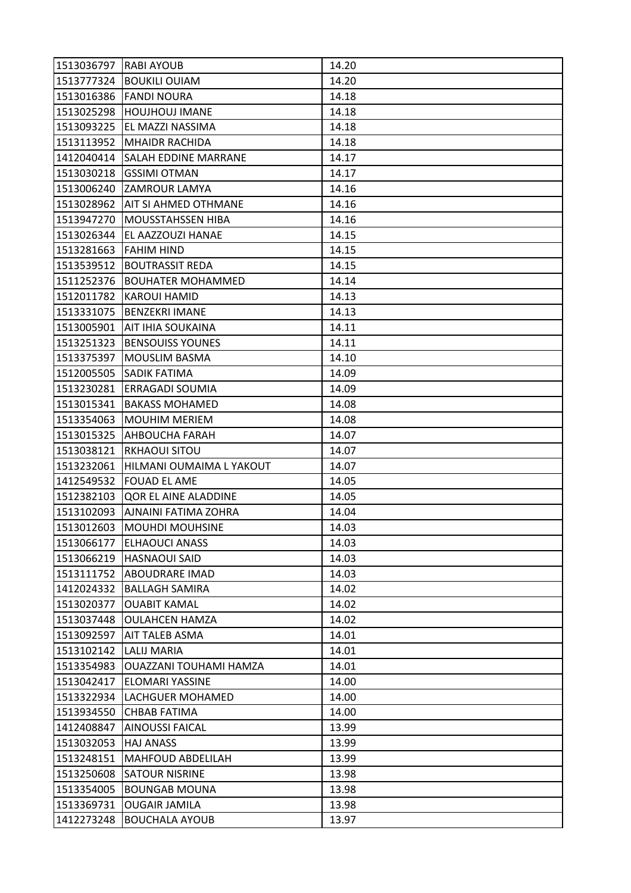| 1513036797 | RABI AYOUB | 14.20 |
|---|---|---|
| 1513777324 | BOUKILI OUIAM | 14.20 |
| 1513016386 | FANDI NOURA | 14.18 |
| 1513025298 | HOUJHOUJ IMANE | 14.18 |
| 1513093225 | EL MAZZI NASSIMA | 14.18 |
| 1513113952 | MHAIDR RACHIDA | 14.18 |
| 1412040414 | SALAH EDDINE MARRANE | 14.17 |
| 1513030218 | GSSIMI OTMAN | 14.17 |
| 1513006240 | ZAMROUR LAMYA | 14.16 |
| 1513028962 | AIT SI AHMED OTHMANE | 14.16 |
| 1513947270 | MOUSSTAHSSEN HIBA | 14.16 |
| 1513026344 | EL AAZZOUZI HANAE | 14.15 |
| 1513281663 | FAHIM HIND | 14.15 |
| 1513539512 | BOUTRASSIT REDA | 14.15 |
| 1511252376 | BOUHATER MOHAMMED | 14.14 |
| 1512011782 | KAROUI HAMID | 14.13 |
| 1513331075 | BENZEKRI IMANE | 14.13 |
| 1513005901 | AIT IHIA SOUKAINA | 14.11 |
| 1513251323 | BENSOUISS YOUNES | 14.11 |
| 1513375397 | MOUSLIM BASMA | 14.10 |
| 1512005505 | SADIK FATIMA | 14.09 |
| 1513230281 | ERRAGADI SOUMIA | 14.09 |
| 1513015341 | BAKASS MOHAMED | 14.08 |
| 1513354063 | MOUHIM MERIEM | 14.08 |
| 1513015325 | AHBOUCHA FARAH | 14.07 |
| 1513038121 | RKHAOUI SITOU | 14.07 |
| 1513232061 | HILMANI OUMAIMA L YAKOUT | 14.07 |
| 1412549532 | FOUAD EL AME | 14.05 |
| 1512382103 | QOR EL AINE ALADDINE | 14.05 |
| 1513102093 | AJNAINI FATIMA ZOHRA | 14.04 |
| 1513012603 | MOUHDI MOUHSINE | 14.03 |
| 1513066177 | ELHAOUCI ANASS | 14.03 |
| 1513066219 | HASNAOUI SAID | 14.03 |
| 1513111752 | ABOUDRARE IMAD | 14.03 |
| 1412024332 | BALLAGH SAMIRA | 14.02 |
| 1513020377 | OUABIT KAMAL | 14.02 |
| 1513037448 | OULAHCEN HAMZA | 14.02 |
| 1513092597 | AIT TALEB ASMA | 14.01 |
| 1513102142 | LALIJ MARIA | 14.01 |
| 1513354983 | OUAZZANI TOUHAMI HAMZA | 14.01 |
| 1513042417 | ELOMARI YASSINE | 14.00 |
| 1513322934 | LACHGUER MOHAMED | 14.00 |
| 1513934550 | CHBAB FATIMA | 14.00 |
| 1412408847 | AINOUSSI FAICAL | 13.99 |
| 1513032053 | HAJ ANASS | 13.99 |
| 1513248151 | MAHFOUD ABDELILAH | 13.99 |
| 1513250608 | SATOUR NISRINE | 13.98 |
| 1513354005 | BOUNGAB MOUNA | 13.98 |
| 1513369731 | OUGAIR JAMILA | 13.98 |
| 1412273248 | BOUCHALA AYOUB | 13.97 |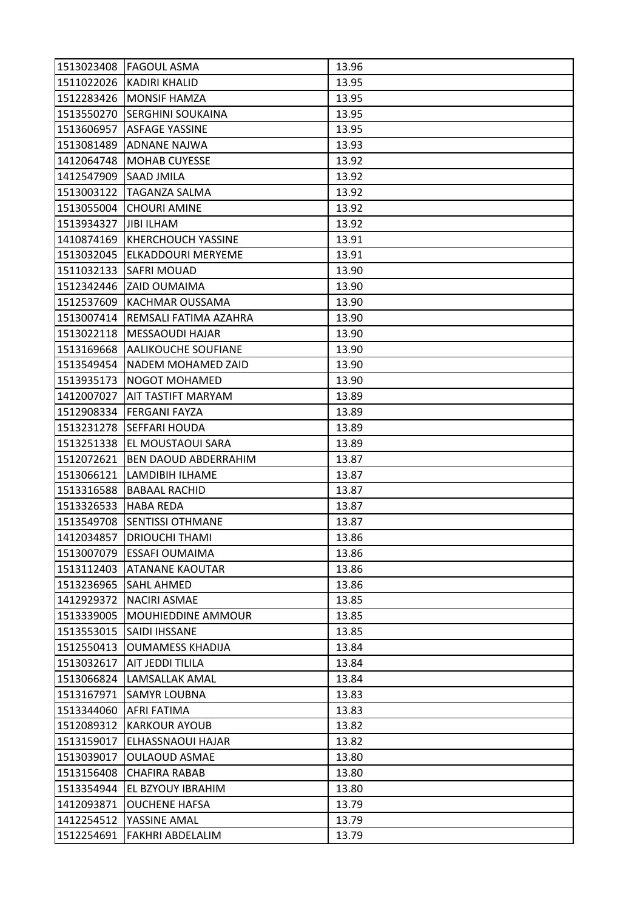| | | |
|---|---|---|
| 1513023408 | FAGOUL ASMA | 13.96 |
| 1511022026 | KADIRI KHALID | 13.95 |
| 1512283426 | MONSIF HAMZA | 13.95 |
| 1513550270 | SERGHINI SOUKAINA | 13.95 |
| 1513606957 | ASFAGE YASSINE | 13.95 |
| 1513081489 | ADNANE NAJWA | 13.93 |
| 1412064748 | MOHAB CUYESSE | 13.92 |
| 1412547909 | SAAD JMILA | 13.92 |
| 1513003122 | TAGANZA SALMA | 13.92 |
| 1513055004 | CHOURI AMINE | 13.92 |
| 1513934327 | JIBI ILHAM | 13.92 |
| 1410874169 | KHERCHOUCH YASSINE | 13.91 |
| 1513032045 | ELKADDOURI MERYEME | 13.91 |
| 1511032133 | SAFRI MOUAD | 13.90 |
| 1512342446 | ZAID OUMAIMA | 13.90 |
| 1512537609 | KACHMAR OUSSAMA | 13.90 |
| 1513007414 | REMSALI FATIMA AZAHRA | 13.90 |
| 1513022118 | MESSAOUDI HAJAR | 13.90 |
| 1513169668 | AALIKOUCHE SOUFIANE | 13.90 |
| 1513549454 | NADEM MOHAMED ZAID | 13.90 |
| 1513935173 | NOGOT MOHAMED | 13.90 |
| 1412007027 | AIT TASTIFT MARYAM | 13.89 |
| 1512908334 | FERGANI FAYZA | 13.89 |
| 1513231278 | SEFFARI HOUDA | 13.89 |
| 1513251338 | EL MOUSTAOUI SARA | 13.89 |
| 1512072621 | BEN DAOUD ABDERRAHIM | 13.87 |
| 1513066121 | LAMDIBIH ILHAME | 13.87 |
| 1513316588 | BABAAL RACHID | 13.87 |
| 1513326533 | HABA REDA | 13.87 |
| 1513549708 | SENTISSI OTHMANE | 13.87 |
| 1412034857 | DRIOUCHI THAMI | 13.86 |
| 1513007079 | ESSAFI OUMAIMA | 13.86 |
| 1513112403 | ATANANE KAOUTAR | 13.86 |
| 1513236965 | SAHL AHMED | 13.86 |
| 1412929372 | NACIRI ASMAE | 13.85 |
| 1513339005 | MOUHIEDDINE AMMOUR | 13.85 |
| 1513553015 | SAIDI IHSSANE | 13.85 |
| 1512550413 | OUMAMESS KHADIJA | 13.84 |
| 1513032617 | AIT JEDDI TILILA | 13.84 |
| 1513066824 | LAMSALLAK AMAL | 13.84 |
| 1513167971 | SAMYR LOUBNA | 13.83 |
| 1513344060 | AFRI FATIMA | 13.83 |
| 1512089312 | KARKOUR AYOUB | 13.82 |
| 1513159017 | ELHASSNAOUI HAJAR | 13.82 |
| 1513039017 | OULAOUD ASMAE | 13.80 |
| 1513156408 | CHAFIRA RABAB | 13.80 |
| 1513354944 | EL BZYOUY IBRAHIM | 13.80 |
| 1412093871 | OUCHENE HAFSA | 13.79 |
| 1412254512 | YASSINE AMAL | 13.79 |
| 1512254691 | FAKHRI ABDELALIM | 13.79 |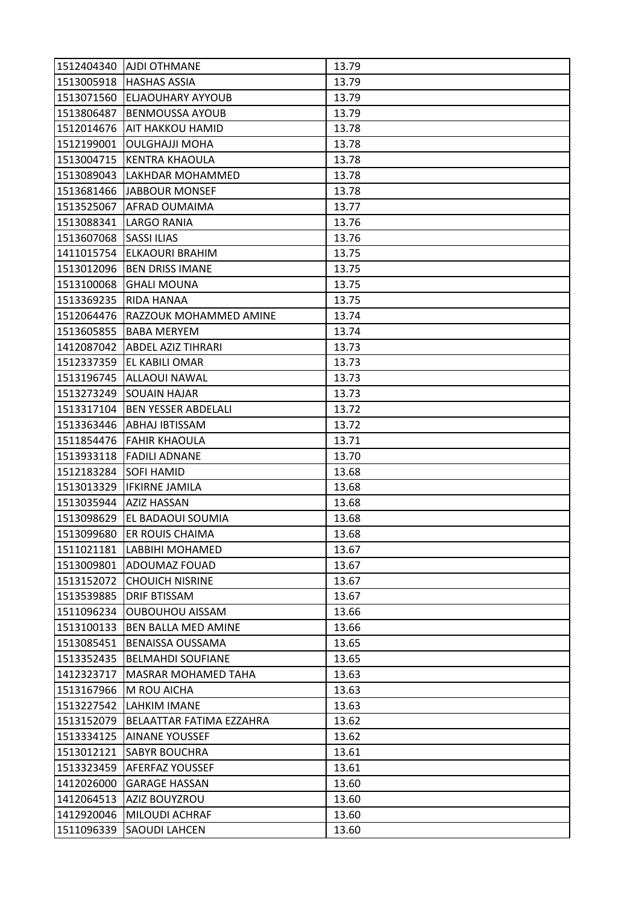| | | |
|---|---|---|
| 1512404340 | AJDI OTHMANE | 13.79 |
| 1513005918 | HASHAS ASSIA | 13.79 |
| 1513071560 | ELJAOUHARY AYYOUB | 13.79 |
| 1513806487 | BENMOUSSA AYOUB | 13.79 |
| 1512014676 | AIT HAKKOU HAMID | 13.78 |
| 1512199001 | OULGHAJJI MOHA | 13.78 |
| 1513004715 | KENTRA KHAOULA | 13.78 |
| 1513089043 | LAKHDAR MOHAMMED | 13.78 |
| 1513681466 | JABBOUR MONSEF | 13.78 |
| 1513525067 | AFRAD OUMAIMA | 13.77 |
| 1513088341 | LARGO RANIA | 13.76 |
| 1513607068 | SASSI ILIAS | 13.76 |
| 1411015754 | ELKAOURI BRAHIM | 13.75 |
| 1513012096 | BEN DRISS IMANE | 13.75 |
| 1513100068 | GHALI MOUNA | 13.75 |
| 1513369235 | RIDA HANAA | 13.75 |
| 1512064476 | RAZZOUK MOHAMMED AMINE | 13.74 |
| 1513605855 | BABA MERYEM | 13.74 |
| 1412087042 | ABDEL AZIZ TIHRARI | 13.73 |
| 1512337359 | EL KABILI OMAR | 13.73 |
| 1513196745 | ALLAOUI NAWAL | 13.73 |
| 1513273249 | SOUAIN HAJAR | 13.73 |
| 1513317104 | BEN YESSER ABDELALI | 13.72 |
| 1513363446 | ABHAJ IBTISSAM | 13.72 |
| 1511854476 | FAHIR KHAOULA | 13.71 |
| 1513933118 | FADILI ADNANE | 13.70 |
| 1512183284 | SOFI HAMID | 13.68 |
| 1513013329 | IFKIRNE JAMILA | 13.68 |
| 1513035944 | AZIZ HASSAN | 13.68 |
| 1513098629 | EL BADAOUI SOUMIA | 13.68 |
| 1513099680 | ER ROUIS CHAIMA | 13.68 |
| 1511021181 | LABBIHI MOHAMED | 13.67 |
| 1513009801 | ADOUMAZ FOUAD | 13.67 |
| 1513152072 | CHOUICH NISRINE | 13.67 |
| 1513539885 | DRIF BTISSAM | 13.67 |
| 1511096234 | OUBOUHOU AISSAM | 13.66 |
| 1513100133 | BEN BALLA MED AMINE | 13.66 |
| 1513085451 | BENAISSA OUSSAMA | 13.65 |
| 1513352435 | BELMAHDI SOUFIANE | 13.65 |
| 1412323717 | MASRAR MOHAMED TAHA | 13.63 |
| 1513167966 | M ROU AICHA | 13.63 |
| 1513227542 | LAHKIM IMANE | 13.63 |
| 1513152079 | BELAATTAR FATIMA EZZAHRA | 13.62 |
| 1513334125 | AINANE YOUSSEF | 13.62 |
| 1513012121 | SABYR BOUCHRA | 13.61 |
| 1513323459 | AFERFAZ YOUSSEF | 13.61 |
| 1412026000 | GARAGE HASSAN | 13.60 |
| 1412064513 | AZIZ BOUYZROU | 13.60 |
| 1412920046 | MILOUDI ACHRAF | 13.60 |
| 1511096339 | SAOUDI LAHCEN | 13.60 |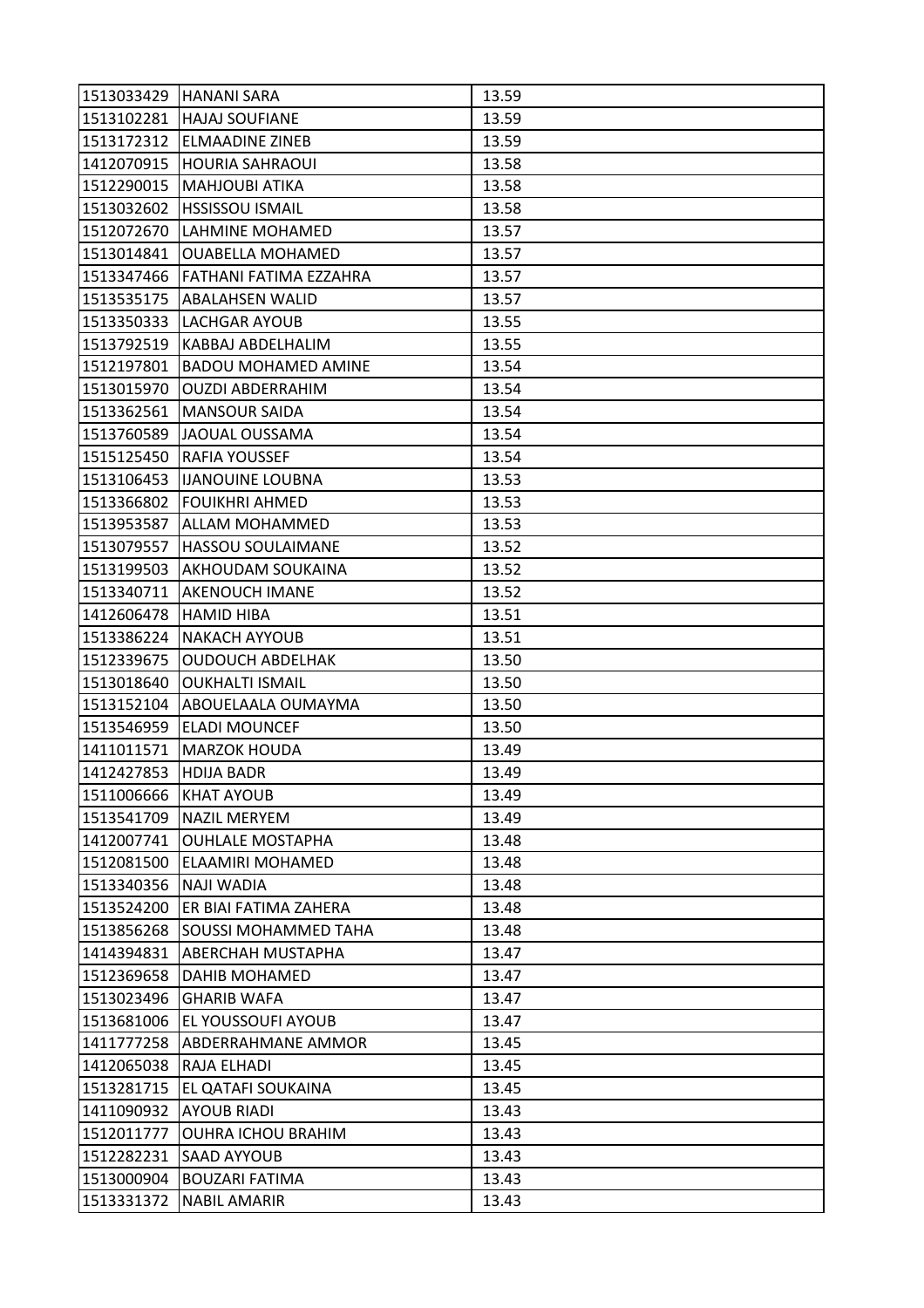| | | |
|---|---|---|
| 1513033429 | HANANI SARA | 13.59 |
| 1513102281 | HAJAJ SOUFIANE | 13.59 |
| 1513172312 | ELMAADINE ZINEB | 13.59 |
| 1412070915 | HOURIA SAHRAOUI | 13.58 |
| 1512290015 | MAHJOUBI ATIKA | 13.58 |
| 1513032602 | HSSISSOU ISMAIL | 13.58 |
| 1512072670 | LAHMINE MOHAMED | 13.57 |
| 1513014841 | OUABELLA MOHAMED | 13.57 |
| 1513347466 | FATHANI FATIMA EZZAHRA | 13.57 |
| 1513535175 | ABALAHSEN WALID | 13.57 |
| 1513350333 | LACHGAR AYOUB | 13.55 |
| 1513792519 | KABBAJ ABDELHALIM | 13.55 |
| 1512197801 | BADOU MOHAMED AMINE | 13.54 |
| 1513015970 | OUZDI ABDERRAHIM | 13.54 |
| 1513362561 | MANSOUR SAIDA | 13.54 |
| 1513760589 | JAOUAL OUSSAMA | 13.54 |
| 1515125450 | RAFIA YOUSSEF | 13.54 |
| 1513106453 | IJANOUINE LOUBNA | 13.53 |
| 1513366802 | FOUIKHRI AHMED | 13.53 |
| 1513953587 | ALLAM MOHAMMED | 13.53 |
| 1513079557 | HASSOU SOULAIMANE | 13.52 |
| 1513199503 | AKHOUDAM SOUKAINA | 13.52 |
| 1513340711 | AKENOUCH IMANE | 13.52 |
| 1412606478 | HAMID HIBA | 13.51 |
| 1513386224 | NAKACH AYYOUB | 13.51 |
| 1512339675 | OUDOUCH ABDELHAK | 13.50 |
| 1513018640 | OUKHALTI ISMAIL | 13.50 |
| 1513152104 | ABOUELAALA OUMAYMA | 13.50 |
| 1513546959 | ELADI MOUNCEF | 13.50 |
| 1411011571 | MARZOK HOUDA | 13.49 |
| 1412427853 | HDIJA BADR | 13.49 |
| 1511006666 | KHAT AYOUB | 13.49 |
| 1513541709 | NAZIL MERYEM | 13.49 |
| 1412007741 | OUHLALE MOSTAPHA | 13.48 |
| 1512081500 | ELAAMIRI MOHAMED | 13.48 |
| 1513340356 | NAJI WADIA | 13.48 |
| 1513524200 | ER BIAI FATIMA ZAHERA | 13.48 |
| 1513856268 | SOUSSI MOHAMMED TAHA | 13.48 |
| 1414394831 | ABERCHAH MUSTAPHA | 13.47 |
| 1512369658 | DAHIB MOHAMED | 13.47 |
| 1513023496 | GHARIB WAFA | 13.47 |
| 1513681006 | EL YOUSSOUFI AYOUB | 13.47 |
| 1411777258 | ABDERRAHMANE AMMOR | 13.45 |
| 1412065038 | RAJA ELHADI | 13.45 |
| 1513281715 | EL QATAFI SOUKAINA | 13.45 |
| 1411090932 | AYOUB RIADI | 13.43 |
| 1512011777 | OUHRA ICHOU BRAHIM | 13.43 |
| 1512282231 | SAAD AYYOUB | 13.43 |
| 1513000904 | BOUZARI FATIMA | 13.43 |
| 1513331372 | NABIL AMARIR | 13.43 |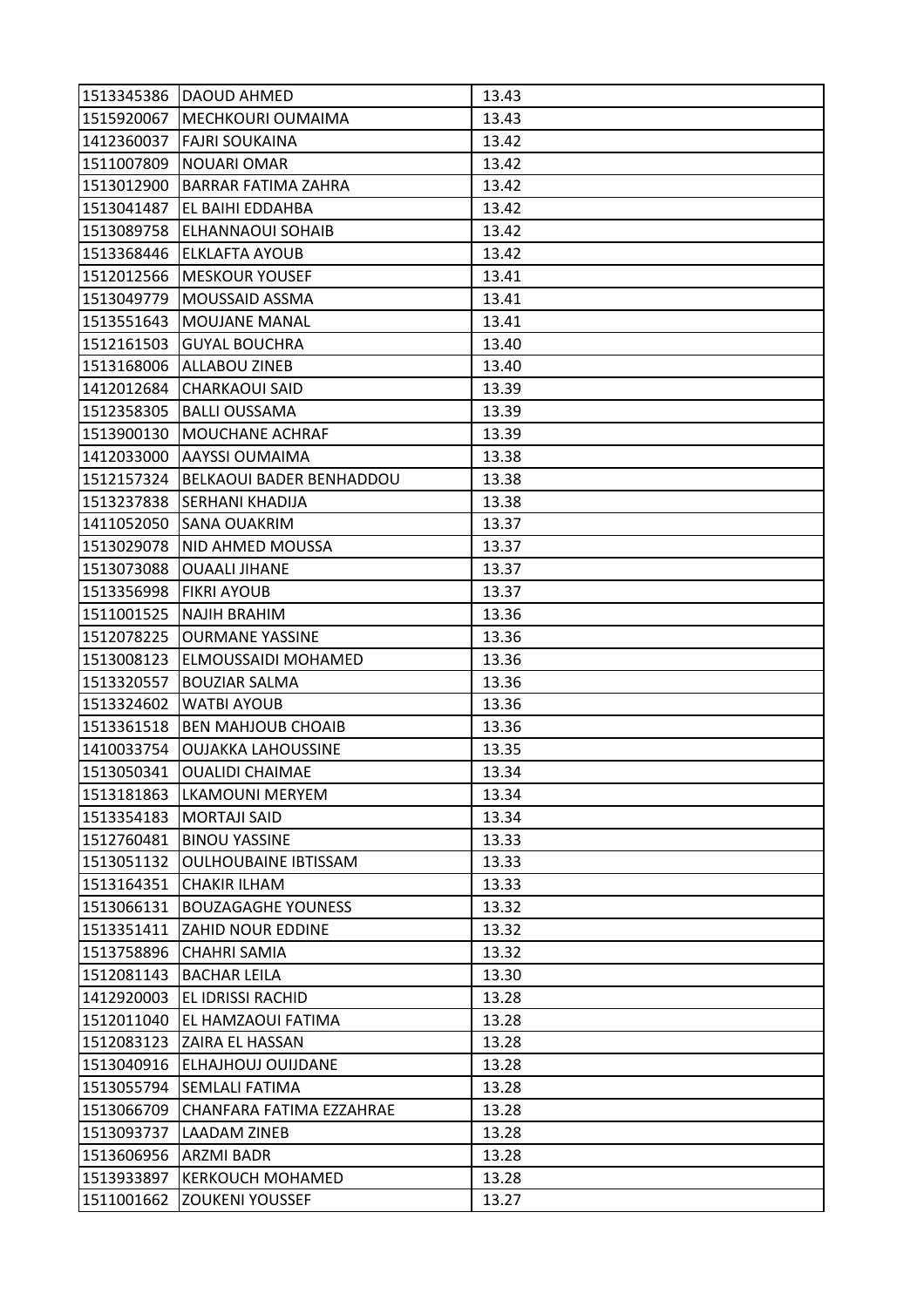| | | |
|---|---|---|
| 1513345386 | DAOUD AHMED | 13.43 |
| 1515920067 | MECHKOURI OUMAIMA | 13.43 |
| 1412360037 | FAJRI SOUKAINA | 13.42 |
| 1511007809 | NOUARI OMAR | 13.42 |
| 1513012900 | BARRAR FATIMA ZAHRA | 13.42 |
| 1513041487 | EL BAIHI EDDAHBA | 13.42 |
| 1513089758 | ELHANNAOUI SOHAIB | 13.42 |
| 1513368446 | ELKLAFTA AYOUB | 13.42 |
| 1512012566 | MESKOUR YOUSEF | 13.41 |
| 1513049779 | MOUSSAID ASSMA | 13.41 |
| 1513551643 | MOUJANE MANAL | 13.41 |
| 1512161503 | GUYAL BOUCHRA | 13.40 |
| 1513168006 | ALLABOU ZINEB | 13.40 |
| 1412012684 | CHARKAOUI SAID | 13.39 |
| 1512358305 | BALLI OUSSAMA | 13.39 |
| 1513900130 | MOUCHANE ACHRAF | 13.39 |
| 1412033000 | AAYSSI OUMAIMA | 13.38 |
| 1512157324 | BELKAOUI BADER BENHADDOU | 13.38 |
| 1513237838 | SERHANI KHADIJA | 13.38 |
| 1411052050 | SANA OUAKRIM | 13.37 |
| 1513029078 | NID AHMED MOUSSA | 13.37 |
| 1513073088 | OUAALI JIHANE | 13.37 |
| 1513356998 | FIKRI AYOUB | 13.37 |
| 1511001525 | NAJIH BRAHIM | 13.36 |
| 1512078225 | OURMANE YASSINE | 13.36 |
| 1513008123 | ELMOUSSAIDI MOHAMED | 13.36 |
| 1513320557 | BOUZIAR SALMA | 13.36 |
| 1513324602 | WATBI AYOUB | 13.36 |
| 1513361518 | BEN MAHJOUB CHOAIB | 13.36 |
| 1410033754 | OUJAKKA LAHOUSSINE | 13.35 |
| 1513050341 | OUALIDI CHAIMAE | 13.34 |
| 1513181863 | LKAMOUNI MERYEM | 13.34 |
| 1513354183 | MORTAJI SAID | 13.34 |
| 1512760481 | BINOU YASSINE | 13.33 |
| 1513051132 | OULHOUBAINE IBTISSAM | 13.33 |
| 1513164351 | CHAKIR ILHAM | 13.33 |
| 1513066131 | BOUZAGAGHE YOUNESS | 13.32 |
| 1513351411 | ZAHID NOUR EDDINE | 13.32 |
| 1513758896 | CHAHRI SAMIA | 13.32 |
| 1512081143 | BACHAR LEILA | 13.30 |
| 1412920003 | EL IDRISSI RACHID | 13.28 |
| 1512011040 | EL HAMZAOUI FATIMA | 13.28 |
| 1512083123 | ZAIRA EL HASSAN | 13.28 |
| 1513040916 | ELHAJHOUJ OUIJDANE | 13.28 |
| 1513055794 | SEMLALI FATIMA | 13.28 |
| 1513066709 | CHANFARA FATIMA EZZAHRAE | 13.28 |
| 1513093737 | LAADAM ZINEB | 13.28 |
| 1513606956 | ARZMI BADR | 13.28 |
| 1513933897 | KERKOUCH MOHAMED | 13.28 |
| 1511001662 | ZOUKENI YOUSSEF | 13.27 |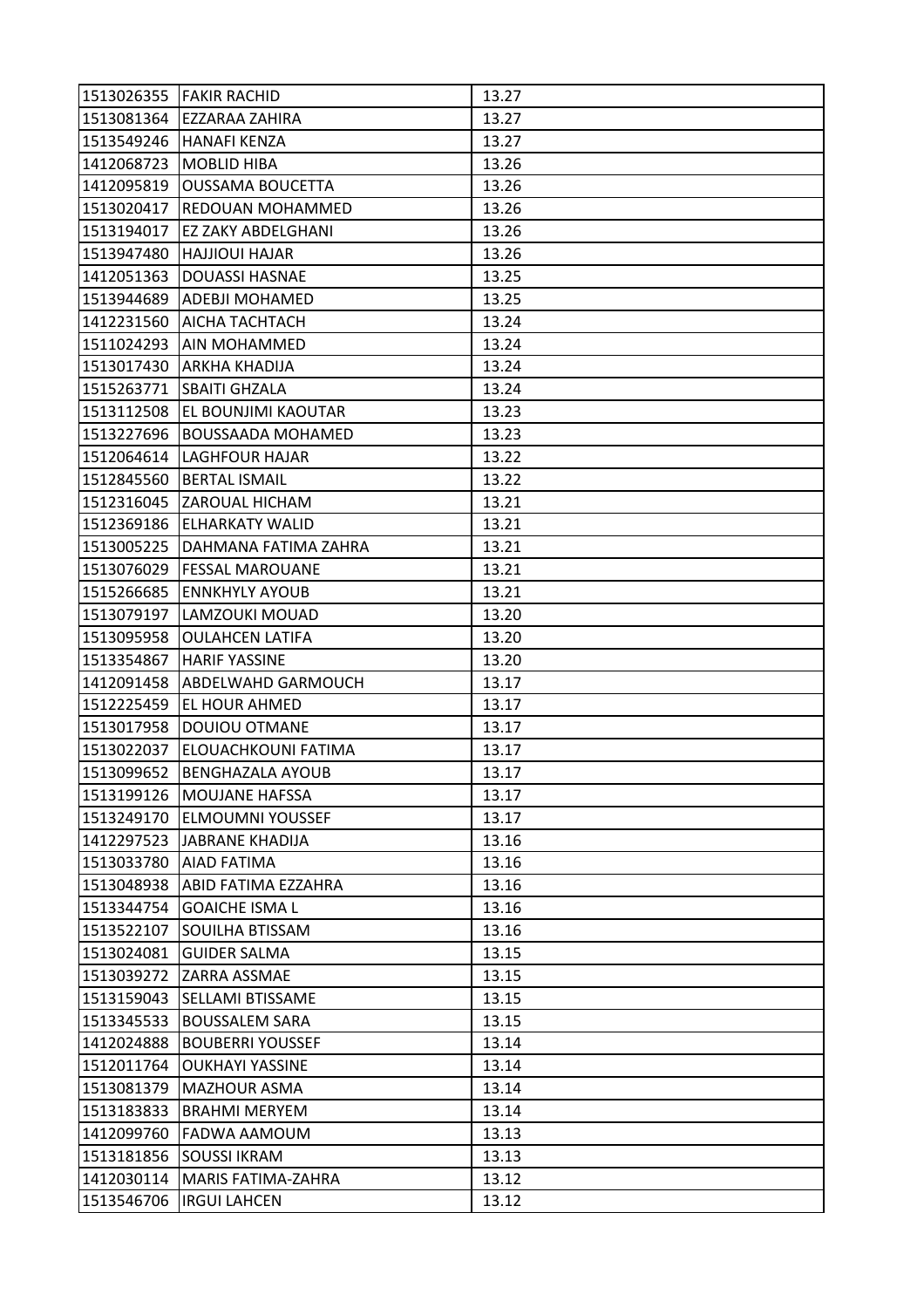| | | |
|---|---|---|
| 1513026355 | FAKIR RACHID | 13.27 |
| 1513081364 | EZZARAA ZAHIRA | 13.27 |
| 1513549246 | HANAFI KENZA | 13.27 |
| 1412068723 | MOBLID HIBA | 13.26 |
| 1412095819 | OUSSAMA BOUCETTA | 13.26 |
| 1513020417 | REDOUAN MOHAMMED | 13.26 |
| 1513194017 | EZ ZAKY ABDELGHANI | 13.26 |
| 1513947480 | HAJJIOUI HAJAR | 13.26 |
| 1412051363 | DOUASSI HASNAE | 13.25 |
| 1513944689 | ADEBJI MOHAMED | 13.25 |
| 1412231560 | AICHA TACHTACH | 13.24 |
| 1511024293 | AIN MOHAMMED | 13.24 |
| 1513017430 | ARKHA KHADIJA | 13.24 |
| 1515263771 | SBAITI GHZALA | 13.24 |
| 1513112508 | EL BOUNJIMI KAOUTAR | 13.23 |
| 1513227696 | BOUSSAADA MOHAMED | 13.23 |
| 1512064614 | LAGHFOUR HAJAR | 13.22 |
| 1512845560 | BERTAL ISMAIL | 13.22 |
| 1512316045 | ZAROUAL HICHAM | 13.21 |
| 1512369186 | ELHARKATY WALID | 13.21 |
| 1513005225 | DAHMANA FATIMA ZAHRA | 13.21 |
| 1513076029 | FESSAL MAROUANE | 13.21 |
| 1515266685 | ENNKHYLY AYOUB | 13.21 |
| 1513079197 | LAMZOUKI MOUAD | 13.20 |
| 1513095958 | OULAHCEN LATIFA | 13.20 |
| 1513354867 | HARIF YASSINE | 13.20 |
| 1412091458 | ABDELWAHD GARMOUCH | 13.17 |
| 1512225459 | EL HOUR AHMED | 13.17 |
| 1513017958 | DOUIOU OTMANE | 13.17 |
| 1513022037 | ELOUACHKOUNI FATIMA | 13.17 |
| 1513099652 | BENGHAZALA AYOUB | 13.17 |
| 1513199126 | MOUJANE HAFSSA | 13.17 |
| 1513249170 | ELMOUMNI YOUSSEF | 13.17 |
| 1412297523 | JABRANE KHADIJA | 13.16 |
| 1513033780 | AIAD FATIMA | 13.16 |
| 1513048938 | ABID FATIMA EZZAHRA | 13.16 |
| 1513344754 | GOAICHE ISMA L | 13.16 |
| 1513522107 | SOUILHA BTISSAM | 13.16 |
| 1513024081 | GUIDER SALMA | 13.15 |
| 1513039272 | ZARRA ASSMAE | 13.15 |
| 1513159043 | SELLAMI BTISSAME | 13.15 |
| 1513345533 | BOUSSALEM SARA | 13.15 |
| 1412024888 | BOUBERRI YOUSSEF | 13.14 |
| 1512011764 | OUKHAYI YASSINE | 13.14 |
| 1513081379 | MAZHOUR ASMA | 13.14 |
| 1513183833 | BRAHMI MERYEM | 13.14 |
| 1412099760 | FADWA AAMOUM | 13.13 |
| 1513181856 | SOUSSI IKRAM | 13.13 |
| 1412030114 | MARIS FATIMA-ZAHRA | 13.12 |
| 1513546706 | IRGUI LAHCEN | 13.12 |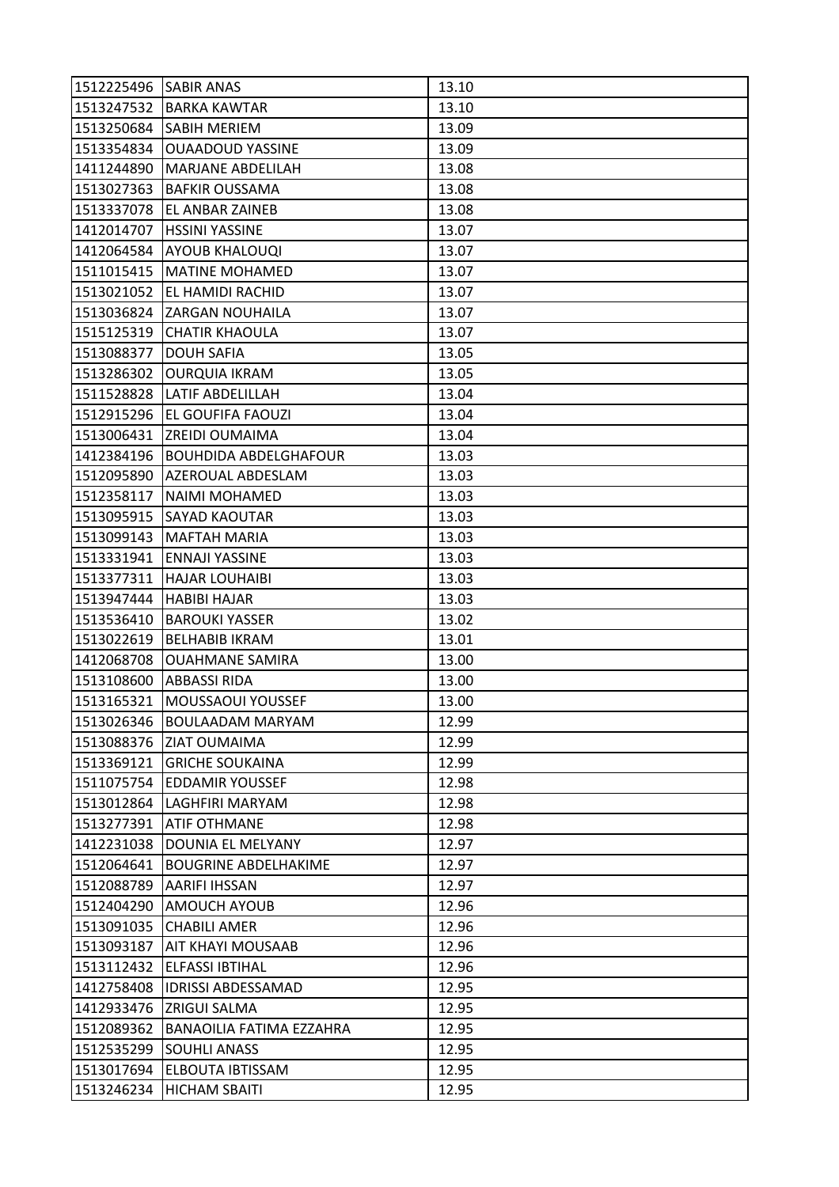| 1512225496 | SABIR ANAS | 13.10 |
|---|---|---|
| 1513247532 | BARKA KAWTAR | 13.10 |
| 1513250684 | SABIH MERIEM | 13.09 |
| 1513354834 | OUAADOUD YASSINE | 13.09 |
| 1411244890 | MARJANE ABDELILAH | 13.08 |
| 1513027363 | BAFKIR OUSSAMA | 13.08 |
| 1513337078 | EL ANBAR ZAINEB | 13.08 |
| 1412014707 | HSSINI YASSINE | 13.07 |
| 1412064584 | AYOUB KHALOUQI | 13.07 |
| 1511015415 | MATINE MOHAMED | 13.07 |
| 1513021052 | EL HAMIDI RACHID | 13.07 |
| 1513036824 | ZARGAN NOUHAILA | 13.07 |
| 1515125319 | CHATIR KHAOULA | 13.07 |
| 1513088377 | DOUH SAFIA | 13.05 |
| 1513286302 | OURQUIA IKRAM | 13.05 |
| 1511528828 | LATIF ABDELILLAH | 13.04 |
| 1512915296 | EL GOUFIFA FAOUZI | 13.04 |
| 1513006431 | ZREIDI OUMAIMA | 13.04 |
| 1412384196 | BOUHDIDA ABDELGHAFOUR | 13.03 |
| 1512095890 | AZEROUAL ABDESLAM | 13.03 |
| 1512358117 | NAIMI MOHAMED | 13.03 |
| 1513095915 | SAYAD KAOUTAR | 13.03 |
| 1513099143 | MAFTAH MARIA | 13.03 |
| 1513331941 | ENNAJI YASSINE | 13.03 |
| 1513377311 | HAJAR LOUHAIBI | 13.03 |
| 1513947444 | HABIBI HAJAR | 13.03 |
| 1513536410 | BAROUKI YASSER | 13.02 |
| 1513022619 | BELHABIB IKRAM | 13.01 |
| 1412068708 | OUAHMANE SAMIRA | 13.00 |
| 1513108600 | ABBASSI RIDA | 13.00 |
| 1513165321 | MOUSSAOUI YOUSSEF | 13.00 |
| 1513026346 | BOULAADAM MARYAM | 12.99 |
| 1513088376 | ZIAT OUMAIMA | 12.99 |
| 1513369121 | GRICHE SOUKAINA | 12.99 |
| 1511075754 | EDDAMIR YOUSSEF | 12.98 |
| 1513012864 | LAGHFIRI MARYAM | 12.98 |
| 1513277391 | ATIF OTHMANE | 12.98 |
| 1412231038 | DOUNIA EL MELYANY | 12.97 |
| 1512064641 | BOUGRINE ABDELHAKIME | 12.97 |
| 1512088789 | AARIFI IHSSAN | 12.97 |
| 1512404290 | AMOUCH AYOUB | 12.96 |
| 1513091035 | CHABILI AMER | 12.96 |
| 1513093187 | AIT KHAYI MOUSAAB | 12.96 |
| 1513112432 | ELFASSI IBTIHAL | 12.96 |
| 1412758408 | IDRISSI ABDESSAMAD | 12.95 |
| 1412933476 | ZRIGUI SALMA | 12.95 |
| 1512089362 | BANAOILIA FATIMA EZZAHRA | 12.95 |
| 1512535299 | SOUHLI ANASS | 12.95 |
| 1513017694 | ELBOUTA IBTISSAM | 12.95 |
| 1513246234 | HICHAM SBAITI | 12.95 |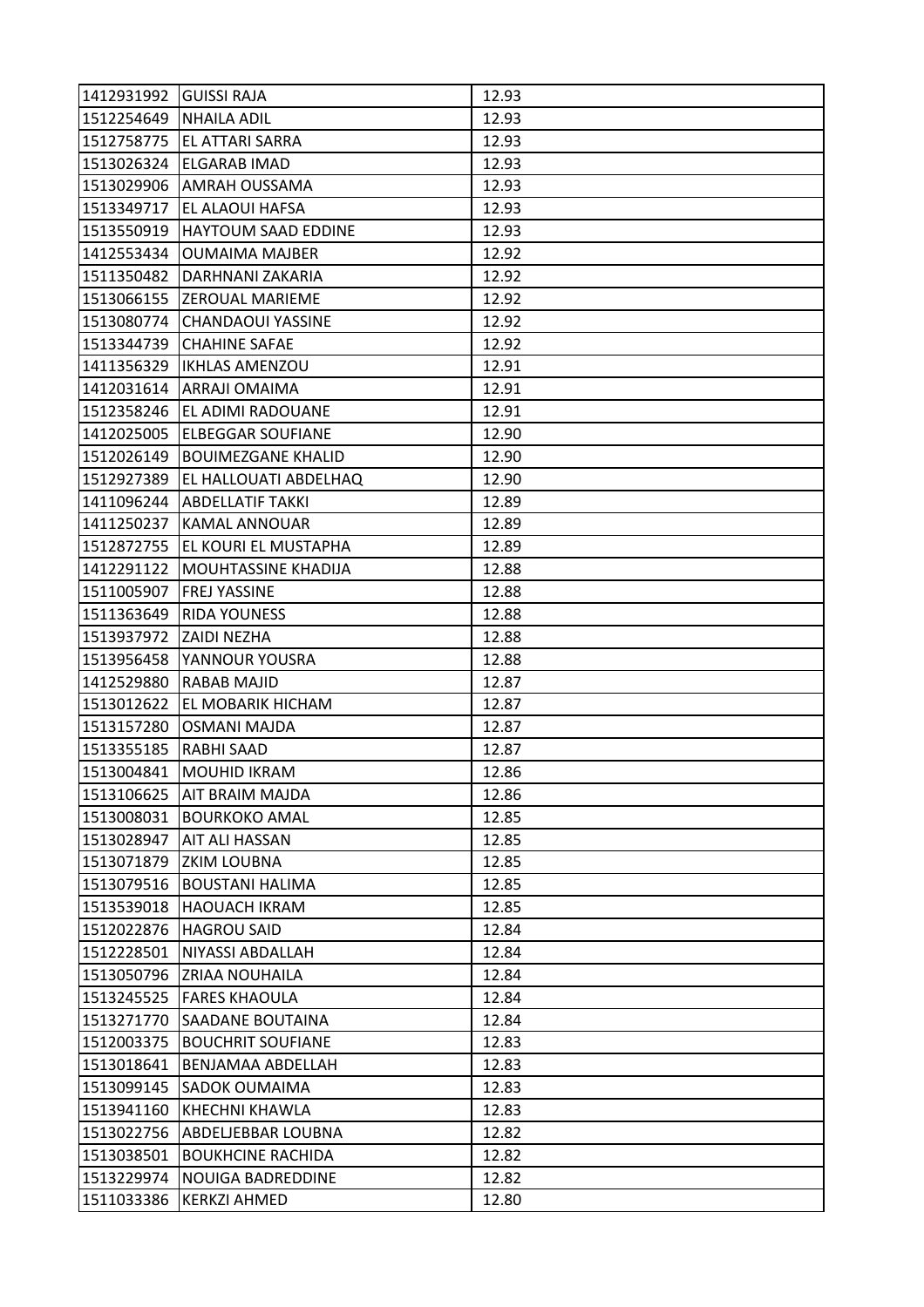| | | |
|---|---|---|
| 1412931992 | GUISSI RAJA | 12.93 |
| 1512254649 | NHAILA ADIL | 12.93 |
| 1512758775 | EL ATTARI SARRA | 12.93 |
| 1513026324 | ELGARAB IMAD | 12.93 |
| 1513029906 | AMRAH OUSSAMA | 12.93 |
| 1513349717 | EL ALAOUI HAFSA | 12.93 |
| 1513550919 | HAYTOUM SAAD EDDINE | 12.93 |
| 1412553434 | OUMAIMA MAJBER | 12.92 |
| 1511350482 | DARHNANI ZAKARIA | 12.92 |
| 1513066155 | ZEROUAL MARIEME | 12.92 |
| 1513080774 | CHANDAOUI YASSINE | 12.92 |
| 1513344739 | CHAHINE SAFAE | 12.92 |
| 1411356329 | IKHLAS AMENZOU | 12.91 |
| 1412031614 | ARRAJI OMAIMA | 12.91 |
| 1512358246 | EL ADIMI RADOUANE | 12.91 |
| 1412025005 | ELBEGGAR SOUFIANE | 12.90 |
| 1512026149 | BOUIMEZGANE KHALID | 12.90 |
| 1512927389 | EL HALLOUATI ABDELHAQ | 12.90 |
| 1411096244 | ABDELLATIF TAKKI | 12.89 |
| 1411250237 | KAMAL ANNOUAR | 12.89 |
| 1512872755 | EL KOURI EL MUSTAPHA | 12.89 |
| 1412291122 | MOUHTASSINE KHADIJA | 12.88 |
| 1511005907 | FREJ YASSINE | 12.88 |
| 1511363649 | RIDA YOUNESS | 12.88 |
| 1513937972 | ZAIDI NEZHA | 12.88 |
| 1513956458 | YANNOUR YOUSRA | 12.88 |
| 1412529880 | RABAB MAJID | 12.87 |
| 1513012622 | EL MOBARIK HICHAM | 12.87 |
| 1513157280 | OSMANI MAJDA | 12.87 |
| 1513355185 | RABHI SAAD | 12.87 |
| 1513004841 | MOUHID IKRAM | 12.86 |
| 1513106625 | AIT BRAIM MAJDA | 12.86 |
| 1513008031 | BOURKOKO AMAL | 12.85 |
| 1513028947 | AIT ALI HASSAN | 12.85 |
| 1513071879 | ZKIM LOUBNA | 12.85 |
| 1513079516 | BOUSTANI HALIMA | 12.85 |
| 1513539018 | HAOUACH IKRAM | 12.85 |
| 1512022876 | HAGROU SAID | 12.84 |
| 1512228501 | NIYASSI ABDALLAH | 12.84 |
| 1513050796 | ZRIAA NOUHAILA | 12.84 |
| 1513245525 | FARES KHAOULA | 12.84 |
| 1513271770 | SAADANE BOUTAINA | 12.84 |
| 1512003375 | BOUCHRIT SOUFIANE | 12.83 |
| 1513018641 | BENJAMAA ABDELLAH | 12.83 |
| 1513099145 | SADOK OUMAIMA | 12.83 |
| 1513941160 | KHECHNI KHAWLA | 12.83 |
| 1513022756 | ABDELJEBBAR LOUBNA | 12.82 |
| 1513038501 | BOUKHCINE RACHIDA | 12.82 |
| 1513229974 | NOUIGA BADREDDINE | 12.82 |
| 1511033386 | KERKZI AHMED | 12.80 |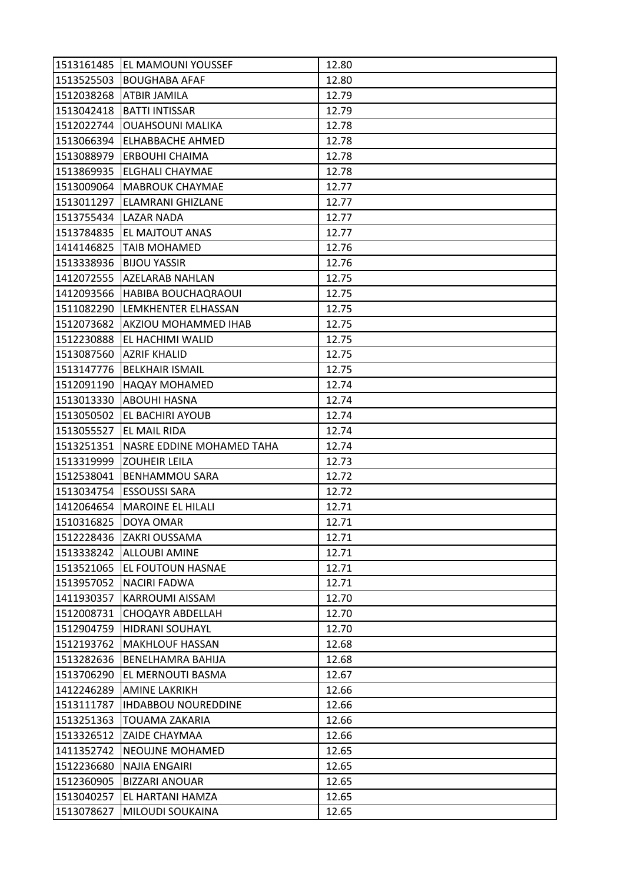| 1513161485 | EL MAMOUNI YOUSSEF | 12.80 |
|---|---|---|
| 1513525503 | BOUGHABA AFAF | 12.80 |
| 1512038268 | ATBIR JAMILA | 12.79 |
| 1513042418 | BATTI INTISSAR | 12.79 |
| 1512022744 | OUAHSOUNI MALIKA | 12.78 |
| 1513066394 | ELHABBACHE AHMED | 12.78 |
| 1513088979 | ERBOUHI CHAIMA | 12.78 |
| 1513869935 | ELGHALI CHAYMAE | 12.78 |
| 1513009064 | MABROUK CHAYMAE | 12.77 |
| 1513011297 | ELAMRANI GHIZLANE | 12.77 |
| 1513755434 | LAZAR NADA | 12.77 |
| 1513784835 | EL MAJTOUT ANAS | 12.77 |
| 1414146825 | TAIB MOHAMED | 12.76 |
| 1513338936 | BIJOU YASSIR | 12.76 |
| 1412072555 | AZELARAB NAHLAN | 12.75 |
| 1412093566 | HABIBA BOUCHAQRAOUI | 12.75 |
| 1511082290 | LEMKHENTER ELHASSAN | 12.75 |
| 1512073682 | AKZIOU MOHAMMED IHAB | 12.75 |
| 1512230888 | EL HACHIMI WALID | 12.75 |
| 1513087560 | AZRIF KHALID | 12.75 |
| 1513147776 | BELKHAIR ISMAIL | 12.75 |
| 1512091190 | HAQAY MOHAMED | 12.74 |
| 1513013330 | ABOUHI HASNA | 12.74 |
| 1513050502 | EL BACHIRI AYOUB | 12.74 |
| 1513055527 | EL MAIL RIDA | 12.74 |
| 1513251351 | NASRE EDDINE MOHAMED TAHA | 12.74 |
| 1513319999 | ZOUHEIR LEILA | 12.73 |
| 1512538041 | BENHAMMOU SARA | 12.72 |
| 1513034754 | ESSOUSSI SARA | 12.72 |
| 1412064654 | MAROINE EL HILALI | 12.71 |
| 1510316825 | DOYA OMAR | 12.71 |
| 1512228436 | ZAKRI OUSSAMA | 12.71 |
| 1513338242 | ALLOUBI AMINE | 12.71 |
| 1513521065 | EL FOUTOUN HASNAE | 12.71 |
| 1513957052 | NACIRI FADWA | 12.71 |
| 1411930357 | KARROUMI AISSAM | 12.70 |
| 1512008731 | CHOQAYR ABDELLAH | 12.70 |
| 1512904759 | HIDRANI SOUHAYL | 12.70 |
| 1512193762 | MAKHLOUF HASSAN | 12.68 |
| 1513282636 | BENELHAMRA BAHIJA | 12.68 |
| 1513706290 | EL MERNOUTI BASMA | 12.67 |
| 1412246289 | AMINE LAKRIKH | 12.66 |
| 1513111787 | IHDABBOU NOUREDDINE | 12.66 |
| 1513251363 | TOUAMA ZAKARIA | 12.66 |
| 1513326512 | ZAIDE CHAYMAA | 12.66 |
| 1411352742 | NEOUJNE MOHAMED | 12.65 |
| 1512236680 | NAJIA ENGAIRI | 12.65 |
| 1512360905 | BIZZARI ANOUAR | 12.65 |
| 1513040257 | EL HARTANI HAMZA | 12.65 |
| 1513078627 | MILOUDI SOUKAINA | 12.65 |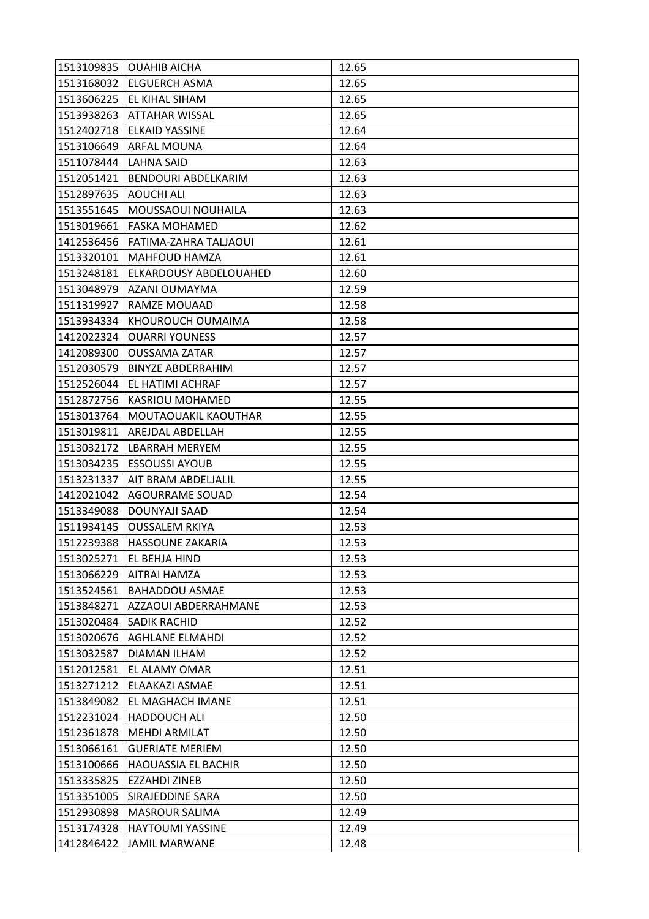| | | |
|---|---|---|
| 1513109835 | OUAHIB AICHA | 12.65 |
| 1513168032 | ELGUERCH ASMA | 12.65 |
| 1513606225 | EL KIHAL SIHAM | 12.65 |
| 1513938263 | ATTAHAR WISSAL | 12.65 |
| 1512402718 | ELKAID YASSINE | 12.64 |
| 1513106649 | ARFAL MOUNA | 12.64 |
| 1511078444 | LAHNA SAID | 12.63 |
| 1512051421 | BENDOURI ABDELKARIM | 12.63 |
| 1512897635 | AOUCHI ALI | 12.63 |
| 1513551645 | MOUSSAOUI NOUHAILA | 12.63 |
| 1513019661 | FASKA MOHAMED | 12.62 |
| 1412536456 | FATIMA-ZAHRA TALJAOUI | 12.61 |
| 1513320101 | MAHFOUD HAMZA | 12.61 |
| 1513248181 | ELKARDOUSY ABDELOUAHED | 12.60 |
| 1513048979 | AZANI OUMAYMA | 12.59 |
| 1511319927 | RAMZE MOUAAD | 12.58 |
| 1513934334 | KHOUROUCH OUMAIMA | 12.58 |
| 1412022324 | OUARRI YOUNESS | 12.57 |
| 1412089300 | OUSSAMA ZATAR | 12.57 |
| 1512030579 | BINYZE ABDERRAHIM | 12.57 |
| 1512526044 | EL HATIMI ACHRAF | 12.57 |
| 1512872756 | KASRIOU MOHAMED | 12.55 |
| 1513013764 | MOUTAOUAKIL KAOUTHAR | 12.55 |
| 1513019811 | AREJDAL ABDELLAH | 12.55 |
| 1513032172 | LBARRAH MERYEM | 12.55 |
| 1513034235 | ESSOUSSI AYOUB | 12.55 |
| 1513231337 | AIT BRAM ABDELJALIL | 12.55 |
| 1412021042 | AGOURRAME SOUAD | 12.54 |
| 1513349088 | DOUNYAJI SAAD | 12.54 |
| 1511934145 | OUSSALEM RKIYA | 12.53 |
| 1512239388 | HASSOUNE ZAKARIA | 12.53 |
| 1513025271 | EL BEHJA HIND | 12.53 |
| 1513066229 | AITRAI HAMZA | 12.53 |
| 1513524561 | BAHADDOU ASMAE | 12.53 |
| 1513848271 | AZZAOUI ABDERRAHMANE | 12.53 |
| 1513020484 | SADIK RACHID | 12.52 |
| 1513020676 | AGHLANE ELMAHDI | 12.52 |
| 1513032587 | DIAMAN ILHAM | 12.52 |
| 1512012581 | EL ALAMY OMAR | 12.51 |
| 1513271212 | ELAAKAZI ASMAE | 12.51 |
| 1513849082 | EL MAGHACH IMANE | 12.51 |
| 1512231024 | HADDOUCH ALI | 12.50 |
| 1512361878 | MEHDI ARMILAT | 12.50 |
| 1513066161 | GUERIATE MERIEM | 12.50 |
| 1513100666 | HAOUASSIA EL BACHIR | 12.50 |
| 1513335825 | EZZAHDI ZINEB | 12.50 |
| 1513351005 | SIRAJEDDINE SARA | 12.50 |
| 1512930898 | MASROUR SALIMA | 12.49 |
| 1513174328 | HAYTOUMI YASSINE | 12.49 |
| 1412846422 | JAMIL MARWANE | 12.48 |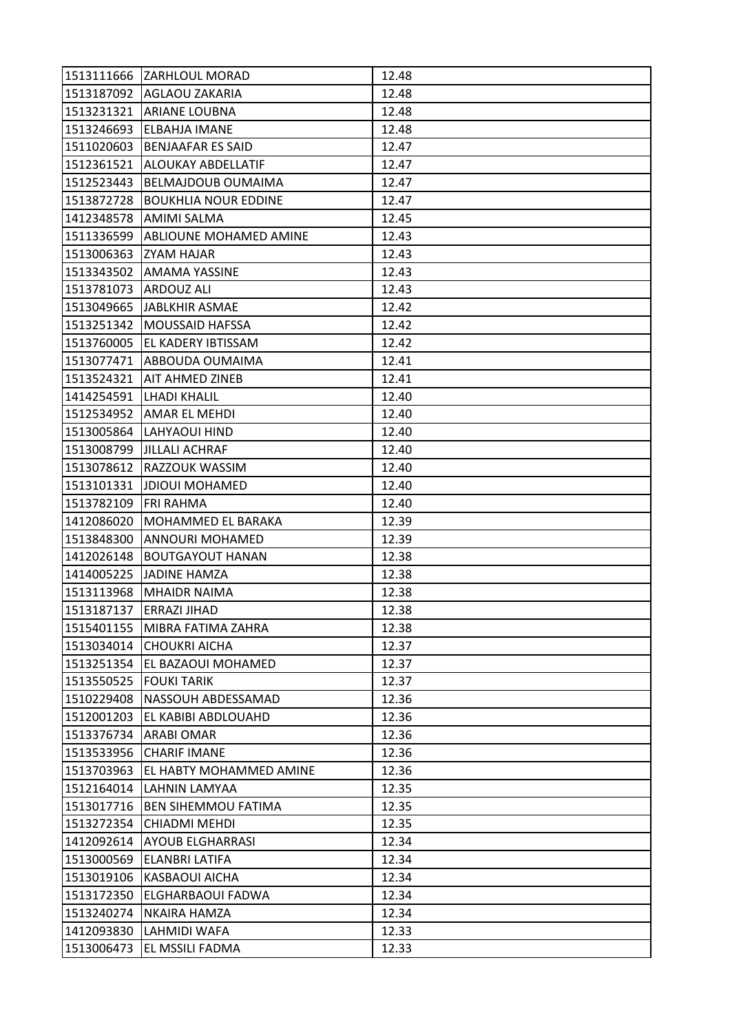| | | |
|---|---|---|
| 1513111666 | ZARHLOUL MORAD | 12.48 |
| 1513187092 | AGLAOU ZAKARIA | 12.48 |
| 1513231321 | ARIANE LOUBNA | 12.48 |
| 1513246693 | ELBAHJA IMANE | 12.48 |
| 1511020603 | BENJAAFAR ES SAID | 12.47 |
| 1512361521 | ALOUKAY ABDELLATIF | 12.47 |
| 1512523443 | BELMAJDOUB OUMAIMA | 12.47 |
| 1513872728 | BOUKHLIA NOUR EDDINE | 12.47 |
| 1412348578 | AMIMI SALMA | 12.45 |
| 1511336599 | ABLIOUNE MOHAMED AMINE | 12.43 |
| 1513006363 | ZYAM HAJAR | 12.43 |
| 1513343502 | AMAMA YASSINE | 12.43 |
| 1513781073 | ARDOUZ ALI | 12.43 |
| 1513049665 | JABLKHIR ASMAE | 12.42 |
| 1513251342 | MOUSSAID HAFSSA | 12.42 |
| 1513760005 | EL KADERY IBTISSAM | 12.42 |
| 1513077471 | ABBOUDA OUMAIMA | 12.41 |
| 1513524321 | AIT AHMED ZINEB | 12.41 |
| 1414254591 | LHADI KHALIL | 12.40 |
| 1512534952 | AMAR EL MEHDI | 12.40 |
| 1513005864 | LAHYAOUI HIND | 12.40 |
| 1513008799 | JILLALI ACHRAF | 12.40 |
| 1513078612 | RAZZOUK WASSIM | 12.40 |
| 1513101331 | JDIOUI MOHAMED | 12.40 |
| 1513782109 | FRI RAHMA | 12.40 |
| 1412086020 | MOHAMMED EL BARAKA | 12.39 |
| 1513848300 | ANNOURI MOHAMED | 12.39 |
| 1412026148 | BOUTGAYOUT HANAN | 12.38 |
| 1414005225 | JADINE HAMZA | 12.38 |
| 1513113968 | MHAIDR NAIMA | 12.38 |
| 1513187137 | ERRAZI JIHAD | 12.38 |
| 1515401155 | MIBRA FATIMA ZAHRA | 12.38 |
| 1513034014 | CHOUKRI AICHA | 12.37 |
| 1513251354 | EL BAZAOUI MOHAMED | 12.37 |
| 1513550525 | FOUKI TARIK | 12.37 |
| 1510229408 | NASSOUH ABDESSAMAD | 12.36 |
| 1512001203 | EL KABIBI ABDLOUAHD | 12.36 |
| 1513376734 | ARABI OMAR | 12.36 |
| 1513533956 | CHARIF IMANE | 12.36 |
| 1513703963 | EL HABTY MOHAMMED AMINE | 12.36 |
| 1512164014 | LAHNIN LAMYAA | 12.35 |
| 1513017716 | BEN SIHEMMOU FATIMA | 12.35 |
| 1513272354 | CHIADMI MEHDI | 12.35 |
| 1412092614 | AYOUB ELGHARRASI | 12.34 |
| 1513000569 | ELANBRI LATIFA | 12.34 |
| 1513019106 | KASBAOUI AICHA | 12.34 |
| 1513172350 | ELGHARBAOUI FADWA | 12.34 |
| 1513240274 | NKAIRA HAMZA | 12.34 |
| 1412093830 | LAHMIDI WAFA | 12.33 |
| 1513006473 | EL MSSILI FADMA | 12.33 |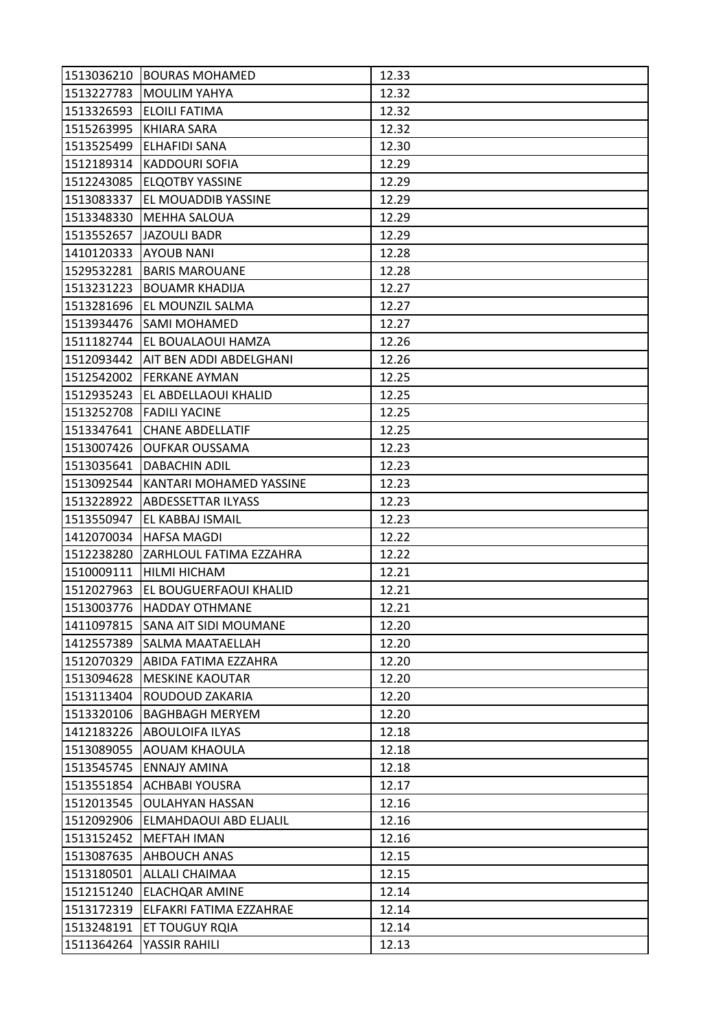| 1513036210 | BOURAS MOHAMED | 12.33 |
|---|---|---|
| 1513227783 | MOULIM YAHYA | 12.32 |
| 1513326593 | ELOILI FATIMA | 12.32 |
| 1515263995 | KHIARA SARA | 12.32 |
| 1513525499 | ELHAFIDI SANA | 12.30 |
| 1512189314 | KADDOURI SOFIA | 12.29 |
| 1512243085 | ELQOTBY YASSINE | 12.29 |
| 1513083337 | EL MOUADDIB YASSINE | 12.29 |
| 1513348330 | MEHHA SALOUA | 12.29 |
| 1513552657 | JAZOULI BADR | 12.29 |
| 1410120333 | AYOUB NANI | 12.28 |
| 1529532281 | BARIS MAROUANE | 12.28 |
| 1513231223 | BOUAMR KHADIJA | 12.27 |
| 1513281696 | EL MOUNZIL SALMA | 12.27 |
| 1513934476 | SAMI MOHAMED | 12.27 |
| 1511182744 | EL BOUALAOUI HAMZA | 12.26 |
| 1512093442 | AIT BEN ADDI ABDELGHANI | 12.26 |
| 1512542002 | FERKANE AYMAN | 12.25 |
| 1512935243 | EL ABDELLAOUI KHALID | 12.25 |
| 1513252708 | FADILI YACINE | 12.25 |
| 1513347641 | CHANE ABDELLATIF | 12.25 |
| 1513007426 | OUFKAR OUSSAMA | 12.23 |
| 1513035641 | DABACHIN ADIL | 12.23 |
| 1513092544 | KANTARI MOHAMED YASSINE | 12.23 |
| 1513228922 | ABDESSETTAR ILYASS | 12.23 |
| 1513550947 | EL KABBAJ ISMAIL | 12.23 |
| 1412070034 | HAFSA MAGDI | 12.22 |
| 1512238280 | ZARHLOUL FATIMA EZZAHRA | 12.22 |
| 1510009111 | HILMI HICHAM | 12.21 |
| 1512027963 | EL BOUGUERFAOUI KHALID | 12.21 |
| 1513003776 | HADDAY OTHMANE | 12.21 |
| 1411097815 | SANA AIT SIDI MOUMANE | 12.20 |
| 1412557389 | SALMA MAATAELLAH | 12.20 |
| 1512070329 | ABIDA FATIMA EZZAHRA | 12.20 |
| 1513094628 | MESKINE KAOUTAR | 12.20 |
| 1513113404 | ROUDOUD ZAKARIA | 12.20 |
| 1513320106 | BAGHBAGH MERYEM | 12.20 |
| 1412183226 | ABOULOIFA ILYAS | 12.18 |
| 1513089055 | AOUAM KHAOULA | 12.18 |
| 1513545745 | ENNAJY AMINA | 12.18 |
| 1513551854 | ACHBABI YOUSRA | 12.17 |
| 1512013545 | OULAHYAN HASSAN | 12.16 |
| 1512092906 | ELMAHDAOUI ABD ELJALIL | 12.16 |
| 1513152452 | MEFTAH IMAN | 12.16 |
| 1513087635 | AHBOUCH ANAS | 12.15 |
| 1513180501 | ALLALI CHAIMAA | 12.15 |
| 1512151240 | ELACHQAR AMINE | 12.14 |
| 1513172319 | ELFAKRI FATIMA EZZAHRAE | 12.14 |
| 1513248191 | ET TOUGUY RQIA | 12.14 |
| 1511364264 | YASSIR RAHILI | 12.13 |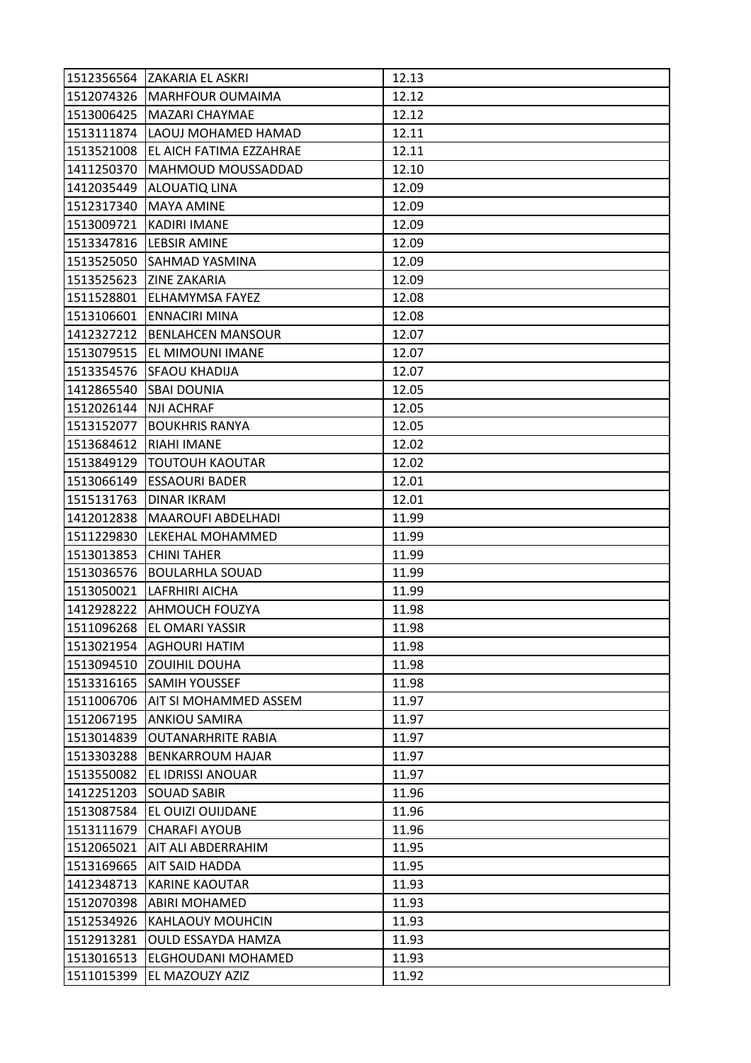| 1512356564 | ZAKARIA EL ASKRI | 12.13 |
|---|---|---|
| 1512074326 | MARHFOUR OUMAIMA | 12.12 |
| 1513006425 | MAZARI CHAYMAE | 12.12 |
| 1513111874 | LAOUJ MOHAMED HAMAD | 12.11 |
| 1513521008 | EL AICH FATIMA EZZAHRAE | 12.11 |
| 1411250370 | MAHMOUD MOUSSADDAD | 12.10 |
| 1412035449 | ALOUATIQ LINA | 12.09 |
| 1512317340 | MAYA AMINE | 12.09 |
| 1513009721 | KADIRI IMANE | 12.09 |
| 1513347816 | LEBSIR AMINE | 12.09 |
| 1513525050 | SAHMAD YASMINA | 12.09 |
| 1513525623 | ZINE ZAKARIA | 12.09 |
| 1511528801 | ELHAMYMSA FAYEZ | 12.08 |
| 1513106601 | ENNACIRI MINA | 12.08 |
| 1412327212 | BENLAHCEN MANSOUR | 12.07 |
| 1513079515 | EL MIMOUNI IMANE | 12.07 |
| 1513354576 | SFAOU KHADIJA | 12.07 |
| 1412865540 | SBAI DOUNIA | 12.05 |
| 1512026144 | NJI ACHRAF | 12.05 |
| 1513152077 | BOUKHRIS RANYA | 12.05 |
| 1513684612 | RIAHI IMANE | 12.02 |
| 1513849129 | TOUTOUH KAOUTAR | 12.02 |
| 1513066149 | ESSAOURI BADER | 12.01 |
| 1515131763 | DINAR IKRAM | 12.01 |
| 1412012838 | MAAROUFI ABDELHADI | 11.99 |
| 1511229830 | LEKEHAL MOHAMMED | 11.99 |
| 1513013853 | CHINI TAHER | 11.99 |
| 1513036576 | BOULARHLA SOUAD | 11.99 |
| 1513050021 | LAFRHIRI AICHA | 11.99 |
| 1412928222 | AHMOUCH FOUZYA | 11.98 |
| 1511096268 | EL OMARI YASSIR | 11.98 |
| 1513021954 | AGHOURI HATIM | 11.98 |
| 1513094510 | ZOUIHIL DOUHA | 11.98 |
| 1513316165 | SAMIH YOUSSEF | 11.98 |
| 1511006706 | AIT SI MOHAMMED ASSEM | 11.97 |
| 1512067195 | ANKIOU SAMIRA | 11.97 |
| 1513014839 | OUTANARHRITE RABIA | 11.97 |
| 1513303288 | BENKARROUM HAJAR | 11.97 |
| 1513550082 | EL IDRISSI ANOUAR | 11.97 |
| 1412251203 | SOUAD SABIR | 11.96 |
| 1513087584 | EL OUIZI OUIJDANE | 11.96 |
| 1513111679 | CHARAFI AYOUB | 11.96 |
| 1512065021 | AIT ALI ABDERRAHIM | 11.95 |
| 1513169665 | AIT SAID HADDA | 11.95 |
| 1412348713 | KARINE KAOUTAR | 11.93 |
| 1512070398 | ABIRI MOHAMED | 11.93 |
| 1512534926 | KAHLAOUY MOUHCIN | 11.93 |
| 1512913281 | OULD ESSAYDA HAMZA | 11.93 |
| 1513016513 | ELGHOUDANI MOHAMED | 11.93 |
| 1511015399 | EL MAZOUZY AZIZ | 11.92 |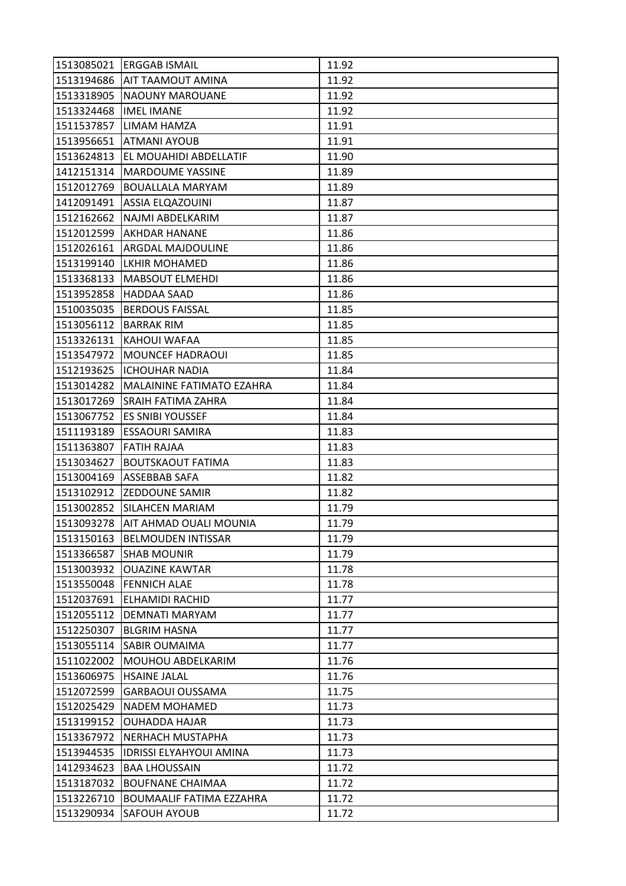| 1513085021 | ERGGAB ISMAIL | 11.92 |
|---|---|---|
| 1513194686 | AIT TAAMOUT AMINA | 11.92 |
| 1513318905 | NAOUNY MAROUANE | 11.92 |
| 1513324468 | IMEL IMANE | 11.92 |
| 1511537857 | LIMAM HAMZA | 11.91 |
| 1513956651 | ATMANI AYOUB | 11.91 |
| 1513624813 | EL MOUAHIDI ABDELLATIF | 11.90 |
| 1412151314 | MARDOUME YASSINE | 11.89 |
| 1512012769 | BOUALLALA MARYAM | 11.89 |
| 1412091491 | ASSIA ELQAZOUINI | 11.87 |
| 1512162662 | NAJMI ABDELKARIM | 11.87 |
| 1512012599 | AKHDAR HANANE | 11.86 |
| 1512026161 | ARGDAL MAJDOULINE | 11.86 |
| 1513199140 | LKHIR MOHAMED | 11.86 |
| 1513368133 | MABSOUT ELMEHDI | 11.86 |
| 1513952858 | HADDAA SAAD | 11.86 |
| 1510035035 | BERDOUS FAISSAL | 11.85 |
| 1513056112 | BARRAK RIM | 11.85 |
| 1513326131 | KAHOUI WAFAA | 11.85 |
| 1513547972 | MOUNCEF HADRAOUI | 11.85 |
| 1512193625 | ICHOUHAR NADIA | 11.84 |
| 1513014282 | MALAININE FATIMATO EZAHRA | 11.84 |
| 1513017269 | SRAIH FATIMA ZAHRA | 11.84 |
| 1513067752 | ES SNIBI YOUSSEF | 11.84 |
| 1511193189 | ESSAOURI SAMIRA | 11.83 |
| 1511363807 | FATIH RAJAA | 11.83 |
| 1513034627 | BOUTSKAOUT FATIMA | 11.83 |
| 1513004169 | ASSEBBAB SAFA | 11.82 |
| 1513102912 | ZEDDOUNE SAMIR | 11.82 |
| 1513002852 | SILAHCEN MARIAM | 11.79 |
| 1513093278 | AIT AHMAD OUALI MOUNIA | 11.79 |
| 1513150163 | BELMOUDEN INTISSAR | 11.79 |
| 1513366587 | SHAB MOUNIR | 11.79 |
| 1513003932 | OUAZINE KAWTAR | 11.78 |
| 1513550048 | FENNICH ALAE | 11.78 |
| 1512037691 | ELHAMIDI RACHID | 11.77 |
| 1512055112 | DEMNATI MARYAM | 11.77 |
| 1512250307 | BLGRIM HASNA | 11.77 |
| 1513055114 | SABIR OUMAIMA | 11.77 |
| 1511022002 | MOUHOU ABDELKARIM | 11.76 |
| 1513606975 | HSAINE JALAL | 11.76 |
| 1512072599 | GARBAOUI OUSSAMA | 11.75 |
| 1512025429 | NADEM MOHAMED | 11.73 |
| 1513199152 | OUHADDA HAJAR | 11.73 |
| 1513367972 | NERHACH MUSTAPHA | 11.73 |
| 1513944535 | IDRISSI ELYAHYOUI AMINA | 11.73 |
| 1412934623 | BAA LHOUSSAIN | 11.72 |
| 1513187032 | BOUFNANE CHAIMAA | 11.72 |
| 1513226710 | BOUMAALIF FATIMA EZZAHRA | 11.72 |
| 1513290934 | SAFOUH AYOUB | 11.72 |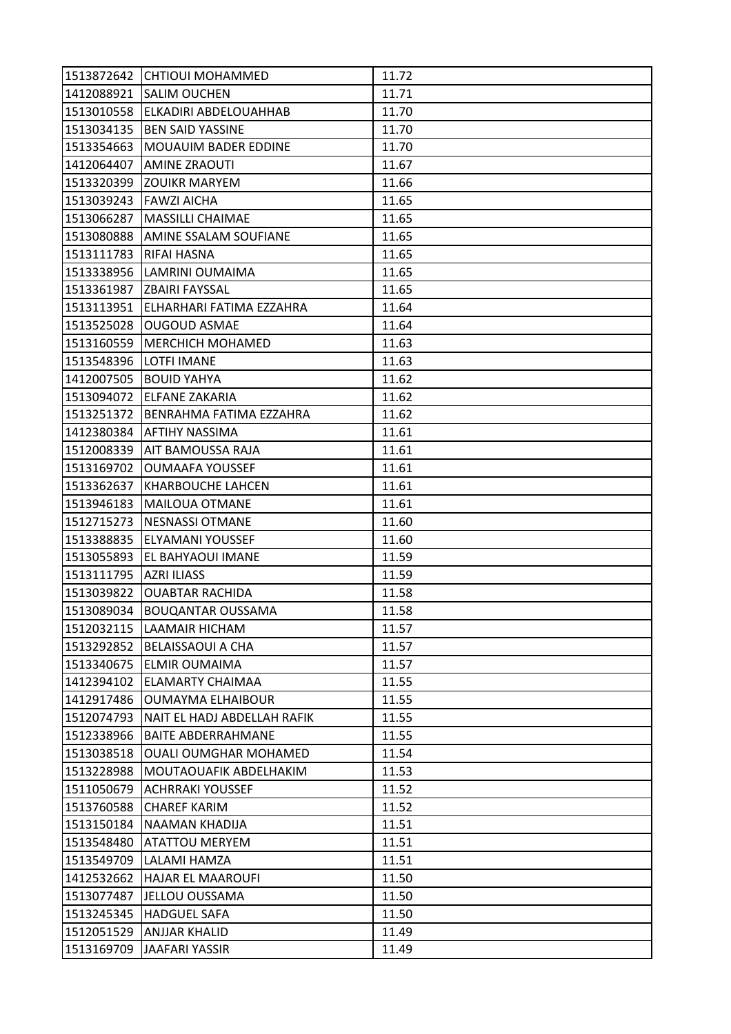| | | |
|---|---|---|
| 1513872642 | CHTIOUI MOHAMMED | 11.72 |
| 1412088921 | SALIM OUCHEN | 11.71 |
| 1513010558 | ELKADIRI ABDELOUAHHAB | 11.70 |
| 1513034135 | BEN SAID YASSINE | 11.70 |
| 1513354663 | MOUAUIM BADER EDDINE | 11.70 |
| 1412064407 | AMINE ZRAOUTI | 11.67 |
| 1513320399 | ZOUIKR MARYEM | 11.66 |
| 1513039243 | FAWZI AICHA | 11.65 |
| 1513066287 | MASSILLI CHAIMAE | 11.65 |
| 1513080888 | AMINE SSALAM SOUFIANE | 11.65 |
| 1513111783 | RIFAI HASNA | 11.65 |
| 1513338956 | LAMRINI OUMAIMA | 11.65 |
| 1513361987 | ZBAIRI FAYSSAL | 11.65 |
| 1513113951 | ELHARHARI FATIMA EZZAHRA | 11.64 |
| 1513525028 | OUGOUD ASMAE | 11.64 |
| 1513160559 | MERCHICH MOHAMED | 11.63 |
| 1513548396 | LOTFI IMANE | 11.63 |
| 1412007505 | BOUID YAHYA | 11.62 |
| 1513094072 | ELFANE ZAKARIA | 11.62 |
| 1513251372 | BENRAHMA FATIMA EZZAHRA | 11.62 |
| 1412380384 | AFTIHY NASSIMA | 11.61 |
| 1512008339 | AIT BAMOUSSA RAJA | 11.61 |
| 1513169702 | OUMAAFA YOUSSEF | 11.61 |
| 1513362637 | KHARBOUCHE LAHCEN | 11.61 |
| 1513946183 | MAILOUA OTMANE | 11.61 |
| 1512715273 | NESNASSI OTMANE | 11.60 |
| 1513388835 | ELYAMANI YOUSSEF | 11.60 |
| 1513055893 | EL BAHYAOUI IMANE | 11.59 |
| 1513111795 | AZRI ILIASS | 11.59 |
| 1513039822 | OUABTAR RACHIDA | 11.58 |
| 1513089034 | BOUQANTAR OUSSAMA | 11.58 |
| 1512032115 | LAAMAIR HICHAM | 11.57 |
| 1513292852 | BELAISSAOUI A CHA | 11.57 |
| 1513340675 | ELMIR OUMAIMA | 11.57 |
| 1412394102 | ELAMARTY CHAIMAA | 11.55 |
| 1412917486 | OUMAYMA ELHAIBOUR | 11.55 |
| 1512074793 | NAIT EL HADJ ABDELLAH RAFIK | 11.55 |
| 1512338966 | BAITE ABDERRAHMANE | 11.55 |
| 1513038518 | OUALI OUMGHAR MOHAMED | 11.54 |
| 1513228988 | MOUTAOUAFIK ABDELHAKIM | 11.53 |
| 1511050679 | ACHRRAKI YOUSSEF | 11.52 |
| 1513760588 | CHAREF KARIM | 11.52 |
| 1513150184 | NAAMAN KHADIJA | 11.51 |
| 1513548480 | ATATTOU MERYEM | 11.51 |
| 1513549709 | LALAMI HAMZA | 11.51 |
| 1412532662 | HAJAR EL MAAROUFI | 11.50 |
| 1513077487 | JELLOU OUSSAMA | 11.50 |
| 1513245345 | HADGUEL SAFA | 11.50 |
| 1512051529 | ANJJAR KHALID | 11.49 |
| 1513169709 | JAAFARI YASSIR | 11.49 |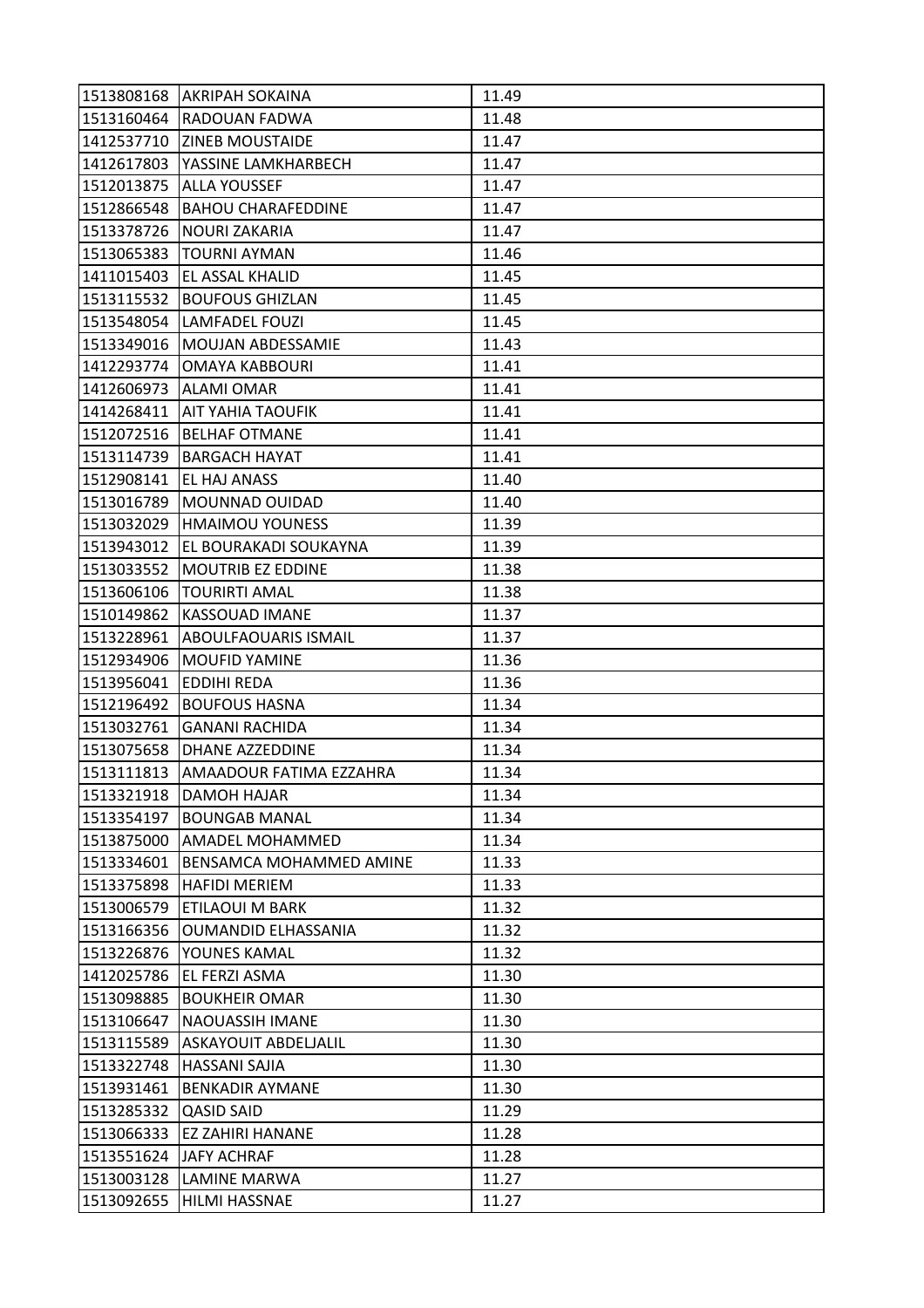| | | |
|---|---|---|
| 1513808168 | AKRIPAH SOKAINA | 11.49 |
| 1513160464 | RADOUAN FADWA | 11.48 |
| 1412537710 | ZINEB MOUSTAIDE | 11.47 |
| 1412617803 | YASSINE LAMKHARBECH | 11.47 |
| 1512013875 | ALLA YOUSSEF | 11.47 |
| 1512866548 | BAHOU CHARAFEDDINE | 11.47 |
| 1513378726 | NOURI ZAKARIA | 11.47 |
| 1513065383 | TOURNI AYMAN | 11.46 |
| 1411015403 | EL ASSAL KHALID | 11.45 |
| 1513115532 | BOUFOUS GHIZLAN | 11.45 |
| 1513548054 | LAMFADEL FOUZI | 11.45 |
| 1513349016 | MOUJAN ABDESSAMIE | 11.43 |
| 1412293774 | OMAYA KABBOURI | 11.41 |
| 1412606973 | ALAMI OMAR | 11.41 |
| 1414268411 | AIT YAHIA TAOUFIK | 11.41 |
| 1512072516 | BELHAF OTMANE | 11.41 |
| 1513114739 | BARGACH HAYAT | 11.41 |
| 1512908141 | EL HAJ ANASS | 11.40 |
| 1513016789 | MOUNNAD OUIDAD | 11.40 |
| 1513032029 | HMAIMOU YOUNESS | 11.39 |
| 1513943012 | EL BOURAKADI SOUKAYNA | 11.39 |
| 1513033552 | MOUTRIB EZ EDDINE | 11.38 |
| 1513606106 | TOURIRTI AMAL | 11.38 |
| 1510149862 | KASSOUAD IMANE | 11.37 |
| 1513228961 | ABOULFAOUARIS ISMAIL | 11.37 |
| 1512934906 | MOUFID YAMINE | 11.36 |
| 1513956041 | EDDIHI REDA | 11.36 |
| 1512196492 | BOUFOUS HASNA | 11.34 |
| 1513032761 | GANANI RACHIDA | 11.34 |
| 1513075658 | DHANE AZZEDDINE | 11.34 |
| 1513111813 | AMAADOUR FATIMA EZZAHRA | 11.34 |
| 1513321918 | DAMOH HAJAR | 11.34 |
| 1513354197 | BOUNGAB MANAL | 11.34 |
| 1513875000 | AMADEL MOHAMMED | 11.34 |
| 1513334601 | BENSAMCA MOHAMMED AMINE | 11.33 |
| 1513375898 | HAFIDI MERIEM | 11.33 |
| 1513006579 | ETILAOUI M BARK | 11.32 |
| 1513166356 | OUMANDID ELHASSANIA | 11.32 |
| 1513226876 | YOUNES KAMAL | 11.32 |
| 1412025786 | EL FERZI ASMA | 11.30 |
| 1513098885 | BOUKHEIR OMAR | 11.30 |
| 1513106647 | NAOUASSIH IMANE | 11.30 |
| 1513115589 | ASKAYOUIT ABDELJALIL | 11.30 |
| 1513322748 | HASSANI SAJIA | 11.30 |
| 1513931461 | BENKADIR AYMANE | 11.30 |
| 1513285332 | QASID SAID | 11.29 |
| 1513066333 | EZ ZAHIRI HANANE | 11.28 |
| 1513551624 | JAFY ACHRAF | 11.28 |
| 1513003128 | LAMINE MARWA | 11.27 |
| 1513092655 | HILMI HASSNAE | 11.27 |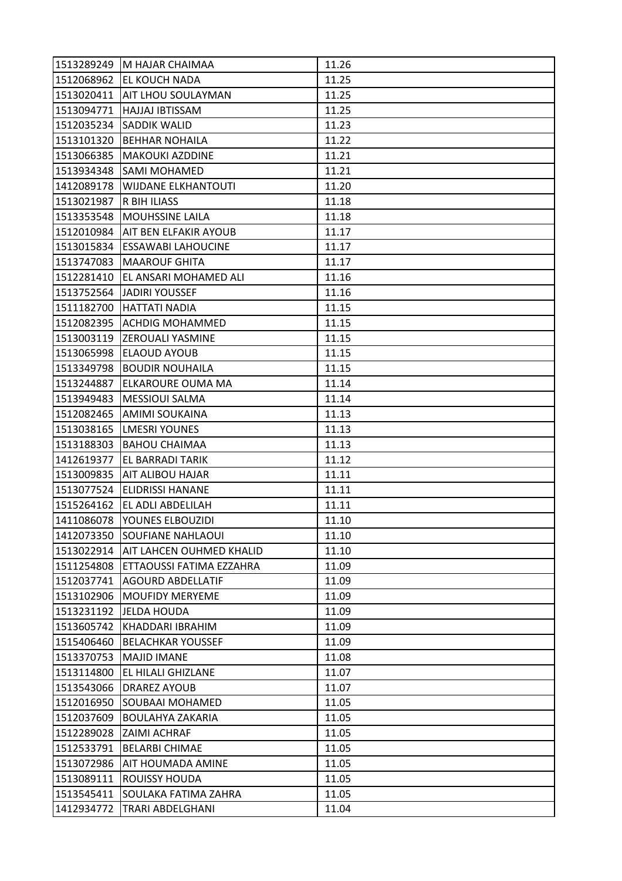| | | |
|---|---|---|
| 1513289249 | M HAJAR CHAIMAA | 11.26 |
| 1512068962 | EL KOUCH NADA | 11.25 |
| 1513020411 | AIT LHOU SOULAYMAN | 11.25 |
| 1513094771 | HAJJAJ IBTISSAM | 11.25 |
| 1512035234 | SADDIK WALID | 11.23 |
| 1513101320 | BEHHAR NOHAILA | 11.22 |
| 1513066385 | MAKOUKI AZDDINE | 11.21 |
| 1513934348 | SAMI MOHAMED | 11.21 |
| 1412089178 | WIJDANE ELKHANTOUTI | 11.20 |
| 1513021987 | R BIH ILIASS | 11.18 |
| 1513353548 | MOUHSSINE LAILA | 11.18 |
| 1512010984 | AIT BEN ELFAKIR AYOUB | 11.17 |
| 1513015834 | ESSAWABI LAHOUCINE | 11.17 |
| 1513747083 | MAAROUF GHITA | 11.17 |
| 1512281410 | EL ANSARI MOHAMED ALI | 11.16 |
| 1513752564 | JADIRI YOUSSEF | 11.16 |
| 1511182700 | HATTATI NADIA | 11.15 |
| 1512082395 | ACHDIG MOHAMMED | 11.15 |
| 1513003119 | ZEROUALI YASMINE | 11.15 |
| 1513065998 | ELAOUD AYOUB | 11.15 |
| 1513349798 | BOUDIR NOUHAILA | 11.15 |
| 1513244887 | ELKAROURE OUMA MA | 11.14 |
| 1513949483 | MESSIOUI SALMA | 11.14 |
| 1512082465 | AMIMI SOUKAINA | 11.13 |
| 1513038165 | LMESRI YOUNES | 11.13 |
| 1513188303 | BAHOU CHAIMAA | 11.13 |
| 1412619377 | EL BARRADI TARIK | 11.12 |
| 1513009835 | AIT ALIBOU HAJAR | 11.11 |
| 1513077524 | ELIDRISSI HANANE | 11.11 |
| 1515264162 | EL ADLI ABDELILAH | 11.11 |
| 1411086078 | YOUNES ELBOUZIDI | 11.10 |
| 1412073350 | SOUFIANE NAHLAOUI | 11.10 |
| 1513022914 | AIT LAHCEN OUHMED KHALID | 11.10 |
| 1511254808 | ETTAOUSSI FATIMA EZZAHRA | 11.09 |
| 1512037741 | AGOURD ABDELLATIF | 11.09 |
| 1513102906 | MOUFIDY MERYEME | 11.09 |
| 1513231192 | JELDA HOUDA | 11.09 |
| 1513605742 | KHADDARI IBRAHIM | 11.09 |
| 1515406460 | BELACHKAR YOUSSEF | 11.09 |
| 1513370753 | MAJID IMANE | 11.08 |
| 1513114800 | EL HILALI GHIZLANE | 11.07 |
| 1513543066 | DRAREZ AYOUB | 11.07 |
| 1512016950 | SOUBAAI MOHAMED | 11.05 |
| 1512037609 | BOULAHYA ZAKARIA | 11.05 |
| 1512289028 | ZAIMI ACHRAF | 11.05 |
| 1512533791 | BELARBI CHIMAE | 11.05 |
| 1513072986 | AIT HOUMADA AMINE | 11.05 |
| 1513089111 | ROUISSY HOUDA | 11.05 |
| 1513545411 | SOULAKA FATIMA ZAHRA | 11.05 |
| 1412934772 | TRARI ABDELGHANI | 11.04 |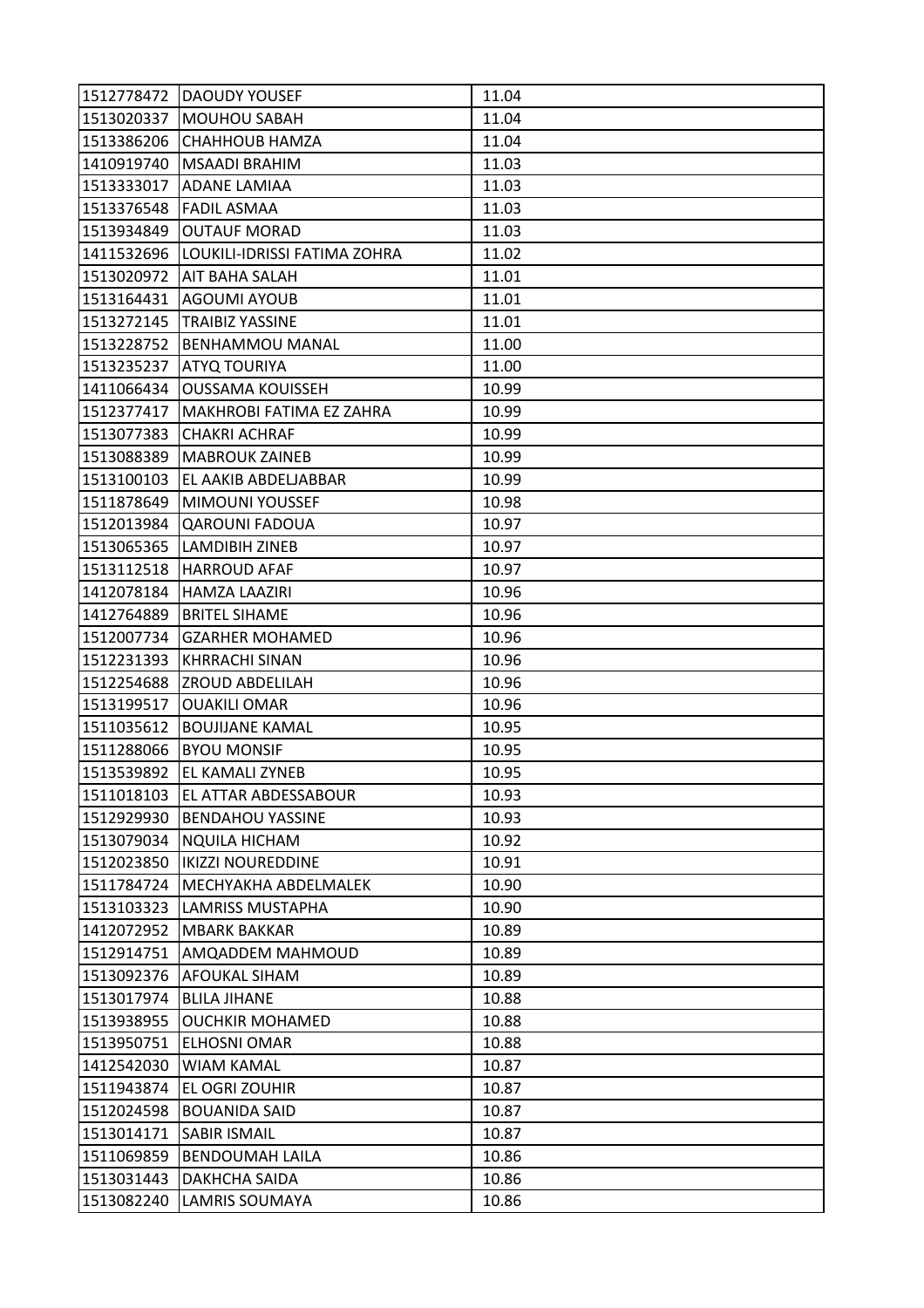| 1512778472 | DAOUDY YOUSEF | 11.04 |
|---|---|---|
| 1513020337 | MOUHOU SABAH | 11.04 |
| 1513386206 | CHAHHOUB HAMZA | 11.04 |
| 1410919740 | MSAADI BRAHIM | 11.03 |
| 1513333017 | ADANE LAMIAA | 11.03 |
| 1513376548 | FADIL ASMAA | 11.03 |
| 1513934849 | OUTAUF MORAD | 11.03 |
| 1411532696 | LOUKILI-IDRISSI FATIMA ZOHRA | 11.02 |
| 1513020972 | AIT BAHA SALAH | 11.01 |
| 1513164431 | AGOUMI AYOUB | 11.01 |
| 1513272145 | TRAIBIZ YASSINE | 11.01 |
| 1513228752 | BENHAMMOU MANAL | 11.00 |
| 1513235237 | ATYQ TOURIYA | 11.00 |
| 1411066434 | OUSSAMA KOUISSEH | 10.99 |
| 1512377417 | MAKHROBI FATIMA EZ ZAHRA | 10.99 |
| 1513077383 | CHAKRI ACHRAF | 10.99 |
| 1513088389 | MABROUK ZAINEB | 10.99 |
| 1513100103 | EL AAKIB ABDELJABBAR | 10.99 |
| 1511878649 | MIMOUNI YOUSSEF | 10.98 |
| 1512013984 | QAROUNI FADOUA | 10.97 |
| 1513065365 | LAMDIBIH ZINEB | 10.97 |
| 1513112518 | HARROUD AFAF | 10.97 |
| 1412078184 | HAMZA LAAZIRI | 10.96 |
| 1412764889 | BRITEL SIHAME | 10.96 |
| 1512007734 | GZARHER MOHAMED | 10.96 |
| 1512231393 | KHRRACHI SINAN | 10.96 |
| 1512254688 | ZROUD ABDELILAH | 10.96 |
| 1513199517 | OUAKILI OMAR | 10.96 |
| 1511035612 | BOUJIJANE KAMAL | 10.95 |
| 1511288066 | BYOU MONSIF | 10.95 |
| 1513539892 | EL KAMALI ZYNEB | 10.95 |
| 1511018103 | EL ATTAR ABDESSABOUR | 10.93 |
| 1512929930 | BENDAHOU YASSINE | 10.93 |
| 1513079034 | NQUILA HICHAM | 10.92 |
| 1512023850 | IKIZZI NOUREDDINE | 10.91 |
| 1511784724 | MECHYAKHA ABDELMALEK | 10.90 |
| 1513103323 | LAMRISS MUSTAPHA | 10.90 |
| 1412072952 | MBARK BAKKAR | 10.89 |
| 1512914751 | AMQADDEM MAHMOUD | 10.89 |
| 1513092376 | AFOUKAL SIHAM | 10.89 |
| 1513017974 | BLILA JIHANE | 10.88 |
| 1513938955 | OUCHKIR MOHAMED | 10.88 |
| 1513950751 | ELHOSNI OMAR | 10.88 |
| 1412542030 | WIAM KAMAL | 10.87 |
| 1511943874 | EL OGRI ZOUHIR | 10.87 |
| 1512024598 | BOUANIDA SAID | 10.87 |
| 1513014171 | SABIR ISMAIL | 10.87 |
| 1511069859 | BENDOUMAH LAILA | 10.86 |
| 1513031443 | DAKHCHA SAIDA | 10.86 |
| 1513082240 | LAMRIS SOUMAYA | 10.86 |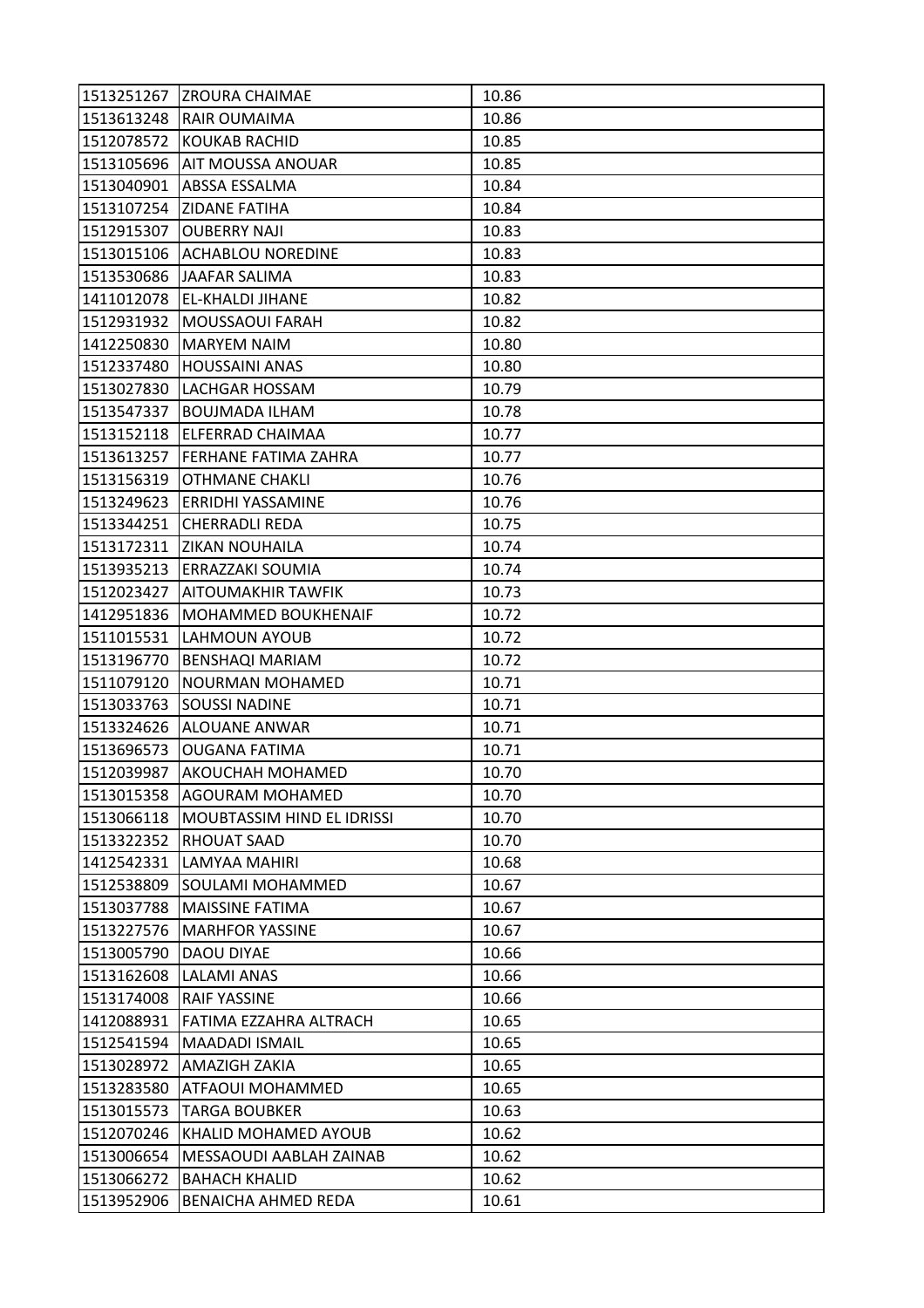| | | |
|---|---|---|
| 1513251267 | ZROURA CHAIMAE | 10.86 |
| 1513613248 | RAIR OUMAIMA | 10.86 |
| 1512078572 | KOUKAB RACHID | 10.85 |
| 1513105696 | AIT MOUSSA ANOUAR | 10.85 |
| 1513040901 | ABSSA ESSALMA | 10.84 |
| 1513107254 | ZIDANE FATIHA | 10.84 |
| 1512915307 | OUBERRY NAJI | 10.83 |
| 1513015106 | ACHABLOU NOREDINE | 10.83 |
| 1513530686 | JAAFAR SALIMA | 10.83 |
| 1411012078 | EL-KHALDI JIHANE | 10.82 |
| 1512931932 | MOUSSAOUI FARAH | 10.82 |
| 1412250830 | MARYEM NAIM | 10.80 |
| 1512337480 | HOUSSAINI ANAS | 10.80 |
| 1513027830 | LACHGAR HOSSAM | 10.79 |
| 1513547337 | BOUJMADA ILHAM | 10.78 |
| 1513152118 | ELFERRAD CHAIMAA | 10.77 |
| 1513613257 | FERHANE FATIMA ZAHRA | 10.77 |
| 1513156319 | OTHMANE CHAKLI | 10.76 |
| 1513249623 | ERRIDHI YASSAMINE | 10.76 |
| 1513344251 | CHERRADLI REDA | 10.75 |
| 1513172311 | ZIKAN NOUHAILA | 10.74 |
| 1513935213 | ERRAZZAKI SOUMIA | 10.74 |
| 1512023427 | AITOUMAKHIR TAWFIK | 10.73 |
| 1412951836 | MOHAMMED BOUKHENAIF | 10.72 |
| 1511015531 | LAHMOUN AYOUB | 10.72 |
| 1513196770 | BENSHAQI MARIAM | 10.72 |
| 1511079120 | NOURMAN MOHAMED | 10.71 |
| 1513033763 | SOUSSI NADINE | 10.71 |
| 1513324626 | ALOUANE ANWAR | 10.71 |
| 1513696573 | OUGANA FATIMA | 10.71 |
| 1512039987 | AKOUCHAH MOHAMED | 10.70 |
| 1513015358 | AGOURAM MOHAMED | 10.70 |
| 1513066118 | MOUBTASSIM HIND EL IDRISSI | 10.70 |
| 1513322352 | RHOUAT SAAD | 10.70 |
| 1412542331 | LAMYAA MAHIRI | 10.68 |
| 1512538809 | SOULAMI MOHAMMED | 10.67 |
| 1513037788 | MAISSINE FATIMA | 10.67 |
| 1513227576 | MARHFOR YASSINE | 10.67 |
| 1513005790 | DAOU DIYAE | 10.66 |
| 1513162608 | LALAMI ANAS | 10.66 |
| 1513174008 | RAIF YASSINE | 10.66 |
| 1412088931 | FATIMA EZZAHRA ALTRACH | 10.65 |
| 1512541594 | MAADADI ISMAIL | 10.65 |
| 1513028972 | AMAZIGH ZAKIA | 10.65 |
| 1513283580 | ATFAOUI MOHAMMED | 10.65 |
| 1513015573 | TARGA BOUBKER | 10.63 |
| 1512070246 | KHALID MOHAMED AYOUB | 10.62 |
| 1513006654 | MESSAOUDI AABLAH ZAINAB | 10.62 |
| 1513066272 | BAHACH KHALID | 10.62 |
| 1513952906 | BENAICHA AHMED REDA | 10.61 |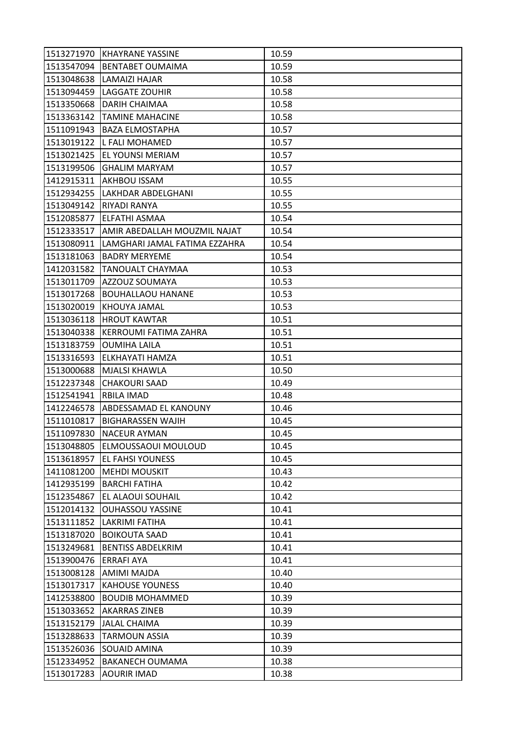| | | |
|---|---|---|
| 1513271970 | KHAYRANE YASSINE | 10.59 |
| 1513547094 | BENTABET OUMAIMA | 10.59 |
| 1513048638 | LAMAIZI HAJAR | 10.58 |
| 1513094459 | LAGGATE ZOUHIR | 10.58 |
| 1513350668 | DARIH CHAIMAA | 10.58 |
| 1513363142 | TAMINE MAHACINE | 10.58 |
| 1511091943 | BAZA ELMOSTAPHA | 10.57 |
| 1513019122 | L FALI MOHAMED | 10.57 |
| 1513021425 | EL YOUNSI MERIAM | 10.57 |
| 1513199506 | GHALIM MARYAM | 10.57 |
| 1412915311 | AKHBOU ISSAM | 10.55 |
| 1512934255 | LAKHDAR ABDELGHANI | 10.55 |
| 1513049142 | RIYADI RANYA | 10.55 |
| 1512085877 | ELFATHI ASMAA | 10.54 |
| 1512333517 | AMIR ABEDALLAH MOUZMIL NAJAT | 10.54 |
| 1513080911 | LAMGHARI JAMAL FATIMA EZZAHRA | 10.54 |
| 1513181063 | BADRY MERYEME | 10.54 |
| 1412031582 | TANOUALT CHAYMAA | 10.53 |
| 1513011709 | AZZOUZ SOUMAYA | 10.53 |
| 1513017268 | BOUHALLAOU HANANE | 10.53 |
| 1513020019 | KHOUYA JAMAL | 10.53 |
| 1513036118 | HROUT KAWTAR | 10.51 |
| 1513040338 | KERROUMI FATIMA ZAHRA | 10.51 |
| 1513183759 | OUMIHA LAILA | 10.51 |
| 1513316593 | ELKHAYATI HAMZA | 10.51 |
| 1513000688 | MJALSI KHAWLA | 10.50 |
| 1512237348 | CHAKOURI SAAD | 10.49 |
| 1512541941 | RBILA IMAD | 10.48 |
| 1412246578 | ABDESSAMAD EL KANOUNY | 10.46 |
| 1511010817 | BIGHARASSEN WAJIH | 10.45 |
| 1511097830 | NACEUR AYMAN | 10.45 |
| 1513048805 | ELMOUSSAOUI MOULOUD | 10.45 |
| 1513618957 | EL FAHSI YOUNESS | 10.45 |
| 1411081200 | MEHDI MOUSKIT | 10.43 |
| 1412935199 | BARCHI FATIHA | 10.42 |
| 1512354867 | EL ALAOUI SOUHAIL | 10.42 |
| 1512014132 | OUHASSOU YASSINE | 10.41 |
| 1513111852 | LAKRIMI FATIHA | 10.41 |
| 1513187020 | BOIKOUTA SAAD | 10.41 |
| 1513249681 | BENTISS ABDELKRIM | 10.41 |
| 1513900476 | ERRAFI AYA | 10.41 |
| 1513008128 | AMIMI MAJDA | 10.40 |
| 1513017317 | KAHOUSE YOUNESS | 10.40 |
| 1412538800 | BOUDIB MOHAMMED | 10.39 |
| 1513033652 | AKARRAS ZINEB | 10.39 |
| 1513152179 | JALAL CHAIMA | 10.39 |
| 1513288633 | TARMOUN ASSIA | 10.39 |
| 1513526036 | SOUAID AMINA | 10.39 |
| 1512334952 | BAKANECH OUMAMA | 10.38 |
| 1513017283 | AOURIR IMAD | 10.38 |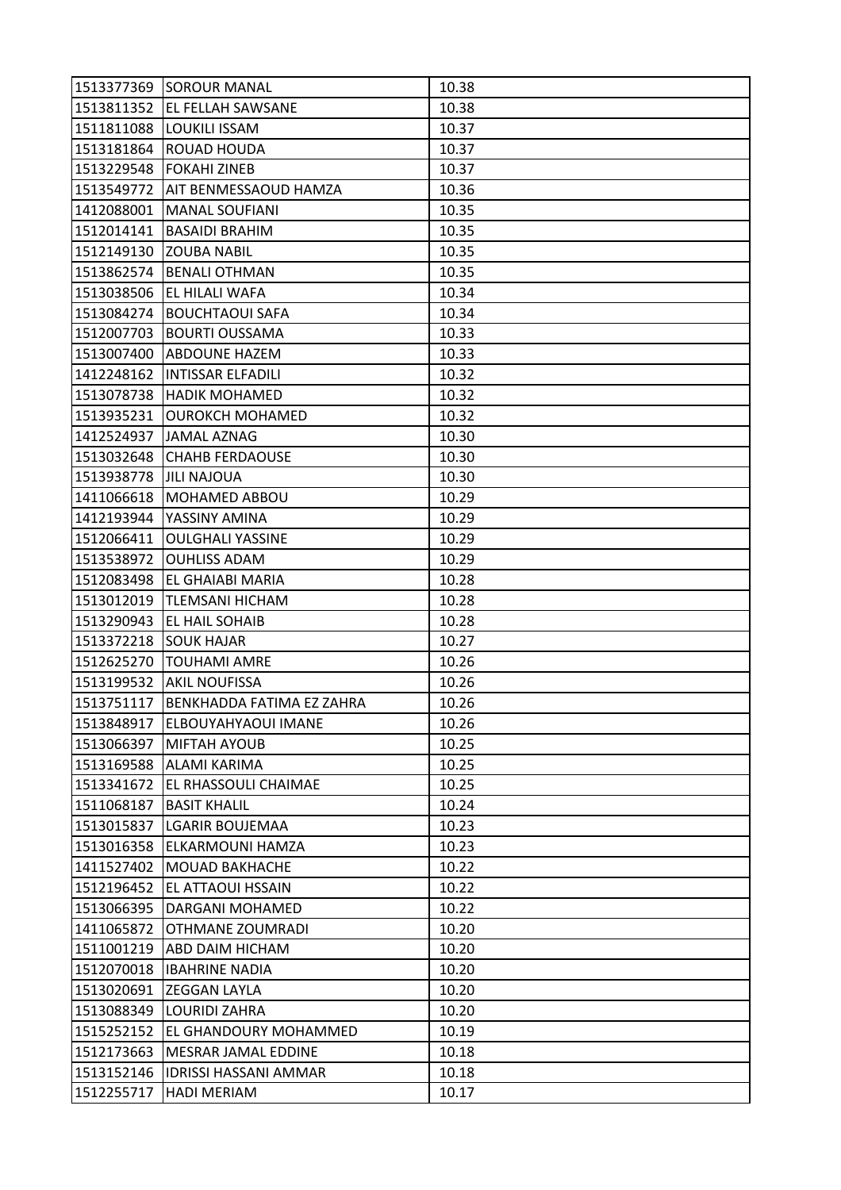| | | |
|---|---|---|
| 1513377369 | SOROUR MANAL | 10.38 |
| 1513811352 | EL FELLAH SAWSANE | 10.38 |
| 1511811088 | LOUKILI ISSAM | 10.37 |
| 1513181864 | ROUAD HOUDA | 10.37 |
| 1513229548 | FOKAHI ZINEB | 10.37 |
| 1513549772 | AIT BENMESSAOUD HAMZA | 10.36 |
| 1412088001 | MANAL SOUFIANI | 10.35 |
| 1512014141 | BASAIDI BRAHIM | 10.35 |
| 1512149130 | ZOUBA NABIL | 10.35 |
| 1513862574 | BENALI OTHMAN | 10.35 |
| 1513038506 | EL HILALI WAFA | 10.34 |
| 1513084274 | BOUCHTAOUI SAFA | 10.34 |
| 1512007703 | BOURTI OUSSAMA | 10.33 |
| 1513007400 | ABDOUNE HAZEM | 10.33 |
| 1412248162 | INTISSAR ELFADILI | 10.32 |
| 1513078738 | HADIK MOHAMED | 10.32 |
| 1513935231 | OUROKCH MOHAMED | 10.32 |
| 1412524937 | JAMAL AZNAG | 10.30 |
| 1513032648 | CHAHB FERDAOUSE | 10.30 |
| 1513938778 | JILI NAJOUA | 10.30 |
| 1411066618 | MOHAMED ABBOU | 10.29 |
| 1412193944 | YASSINY AMINA | 10.29 |
| 1512066411 | OULGHALI YASSINE | 10.29 |
| 1513538972 | OUHLISS ADAM | 10.29 |
| 1512083498 | EL GHAIABI MARIA | 10.28 |
| 1513012019 | TLEMSANI HICHAM | 10.28 |
| 1513290943 | EL HAIL SOHAIB | 10.28 |
| 1513372218 | SOUK HAJAR | 10.27 |
| 1512625270 | TOUHAMI AMRE | 10.26 |
| 1513199532 | AKIL NOUFISSA | 10.26 |
| 1513751117 | BENKHADDA FATIMA EZ ZAHRA | 10.26 |
| 1513848917 | ELBOUYAHYAOUI IMANE | 10.26 |
| 1513066397 | MIFTAH AYOUB | 10.25 |
| 1513169588 | ALAMI KARIMA | 10.25 |
| 1513341672 | EL RHASSOULI CHAIMAE | 10.25 |
| 1511068187 | BASIT KHALIL | 10.24 |
| 1513015837 | LGARIR BOUJEMAA | 10.23 |
| 1513016358 | ELKARMOUNI HAMZA | 10.23 |
| 1411527402 | MOUAD BAKHACHE | 10.22 |
| 1512196452 | EL ATTAOUI HSSAIN | 10.22 |
| 1513066395 | DARGANI MOHAMED | 10.22 |
| 1411065872 | OTHMANE ZOUMRADI | 10.20 |
| 1511001219 | ABD DAIM HICHAM | 10.20 |
| 1512070018 | IBAHRINE NADIA | 10.20 |
| 1513020691 | ZEGGAN LAYLA | 10.20 |
| 1513088349 | LOURIDI ZAHRA | 10.20 |
| 1515252152 | EL GHANDOURY MOHAMMED | 10.19 |
| 1512173663 | MESRAR JAMAL EDDINE | 10.18 |
| 1513152146 | IDRISSI HASSANI AMMAR | 10.18 |
| 1512255717 | HADI MERIAM | 10.17 |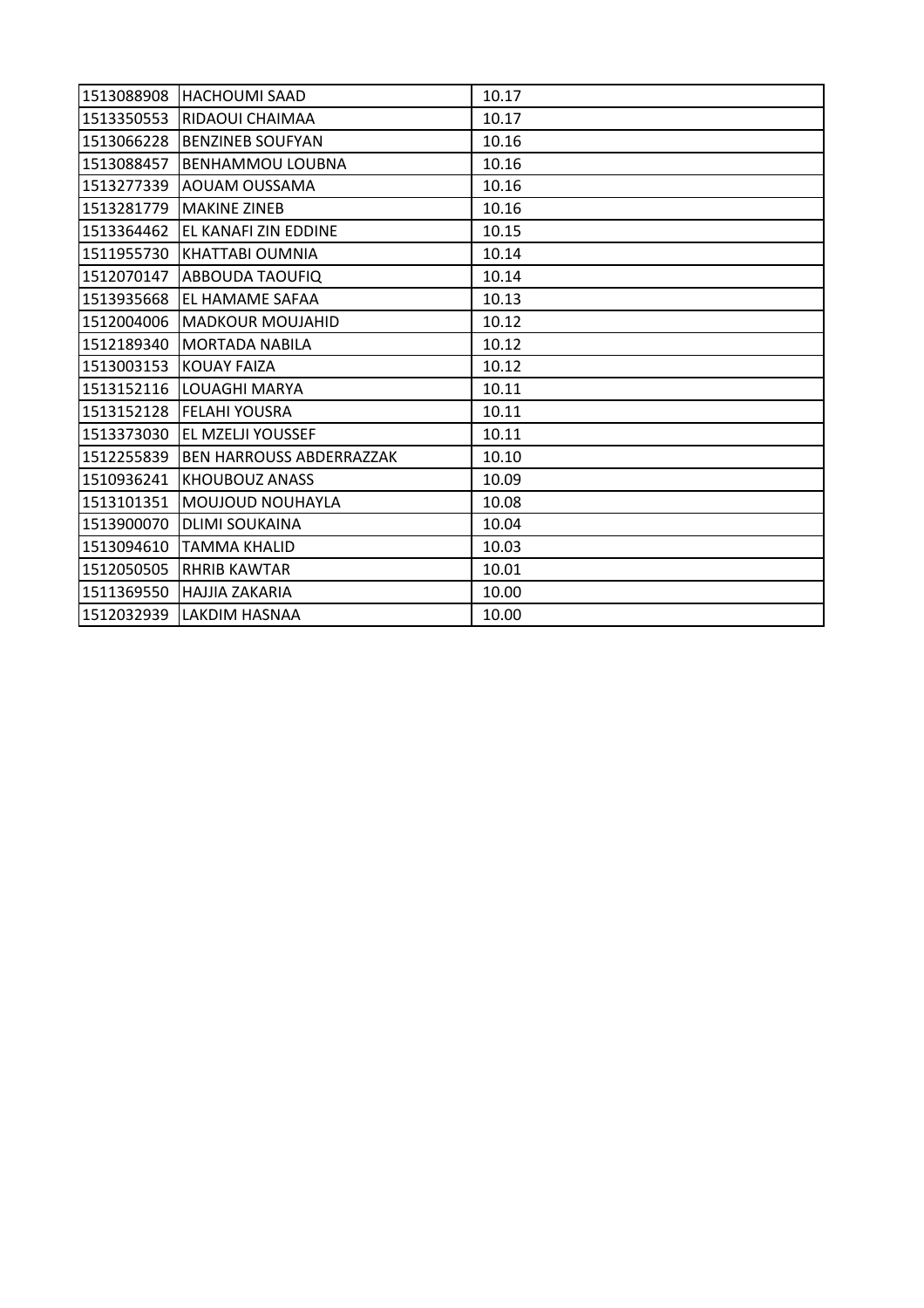| | | |
|---|---|---|
| 1513088908 | HACHOUMI SAAD | 10.17 |
| 1513350553 | RIDAOUI CHAIMAA | 10.17 |
| 1513066228 | BENZINEB SOUFYAN | 10.16 |
| 1513088457 | BENHAMMOU LOUBNA | 10.16 |
| 1513277339 | AOUAM OUSSAMA | 10.16 |
| 1513281779 | MAKINE ZINEB | 10.16 |
| 1513364462 | EL KANAFI ZIN EDDINE | 10.15 |
| 1511955730 | KHATTABI OUMNIA | 10.14 |
| 1512070147 | ABBOUDA TAOUFIQ | 10.14 |
| 1513935668 | EL HAMAME SAFAA | 10.13 |
| 1512004006 | MADKOUR MOUJAHID | 10.12 |
| 1512189340 | MORTADA NABILA | 10.12 |
| 1513003153 | KOUAY FAIZA | 10.12 |
| 1513152116 | LOUAGHI MARYA | 10.11 |
| 1513152128 | FELAHI YOUSRA | 10.11 |
| 1513373030 | EL MZELJI YOUSSEF | 10.11 |
| 1512255839 | BEN HARROUSS ABDERRAZZAK | 10.10 |
| 1510936241 | KHOUBOUZ ANASS | 10.09 |
| 1513101351 | MOUJOUD NOUHAYLA | 10.08 |
| 1513900070 | DLIMI SOUKAINA | 10.04 |
| 1513094610 | TAMMA KHALID | 10.03 |
| 1512050505 | RHRIB KAWTAR | 10.01 |
| 1511369550 | HAJJIA ZAKARIA | 10.00 |
| 1512032939 | LAKDIM HASNAA | 10.00 |